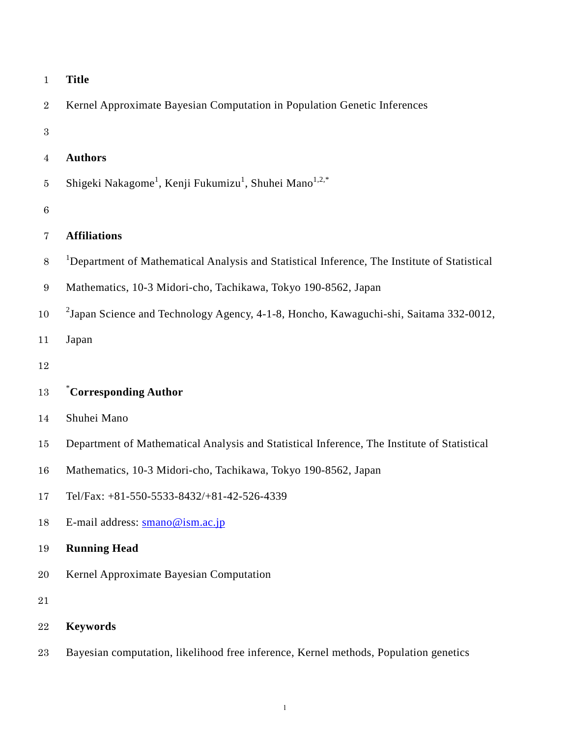## Title

Kernel Approximate Bayesian Computation in Population Genetic Inferences

## Authors

Shigeki Nakagome[1], Kenji Fukumizu[1], Shuhei Mano[1,2,*]

## Affiliations

[1]Department of Mathematical Analysis and Statistical Inference, The Institute of Statistical Mathematics, 10-3 Midori-cho, Tachikawa, Tokyo 190-8562, Japan

[2]Japan Science and Technology Agency, 4-1-8, Honcho, Kawaguchi-shi, Saitama 332-0012, Japan

## [*]Corresponding Author

Shuhei Mano

Department of Mathematical Analysis and Statistical Inference, The Institute of Statistical Mathematics, 10-3 Midori-cho, Tachikawa, Tokyo 190-8562, Japan

Tel/Fax: +81-550-5533-8432/+81-42-526-4339

E-mail address: smano@ism.ac.jp

## Running Head

Kernel Approximate Bayesian Computation

## Keywords

Bayesian computation, likelihood free inference, Kernel methods, Population genetics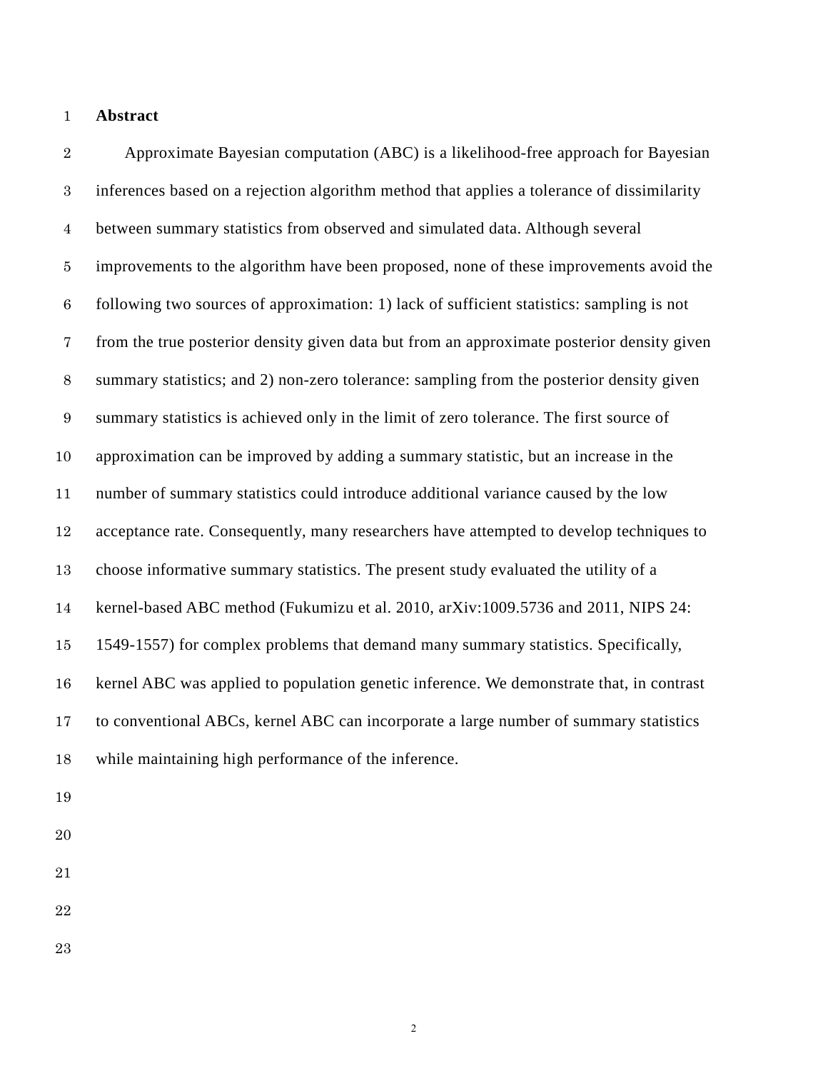**Abstract**

Approximate Bayesian computation (ABC) is a likelihood-free approach for Bayesian inferences based on a rejection algorithm method that applies a tolerance of dissimilarity between summary statistics from observed and simulated data. Although several improvements to the algorithm have been proposed, none of these improvements avoid the following two sources of approximation: 1) lack of sufficient statistics: sampling is not from the true posterior density given data but from an approximate posterior density given summary statistics; and 2) non-zero tolerance: sampling from the posterior density given summary statistics is achieved only in the limit of zero tolerance. The first source of approximation can be improved by adding a summary statistic, but an increase in the number of summary statistics could introduce additional variance caused by the low acceptance rate. Consequently, many researchers have attempted to develop techniques to choose informative summary statistics. The present study evaluated the utility of a kernel-based ABC method (Fukumizu et al. 2010, arXiv:1009.5736 and 2011, NIPS 24: 1549-1557) for complex problems that demand many summary statistics. Specifically, kernel ABC was applied to population genetic inference. We demonstrate that, in contrast to conventional ABCs, kernel ABC can incorporate a large number of summary statistics while maintaining high performance of the inference.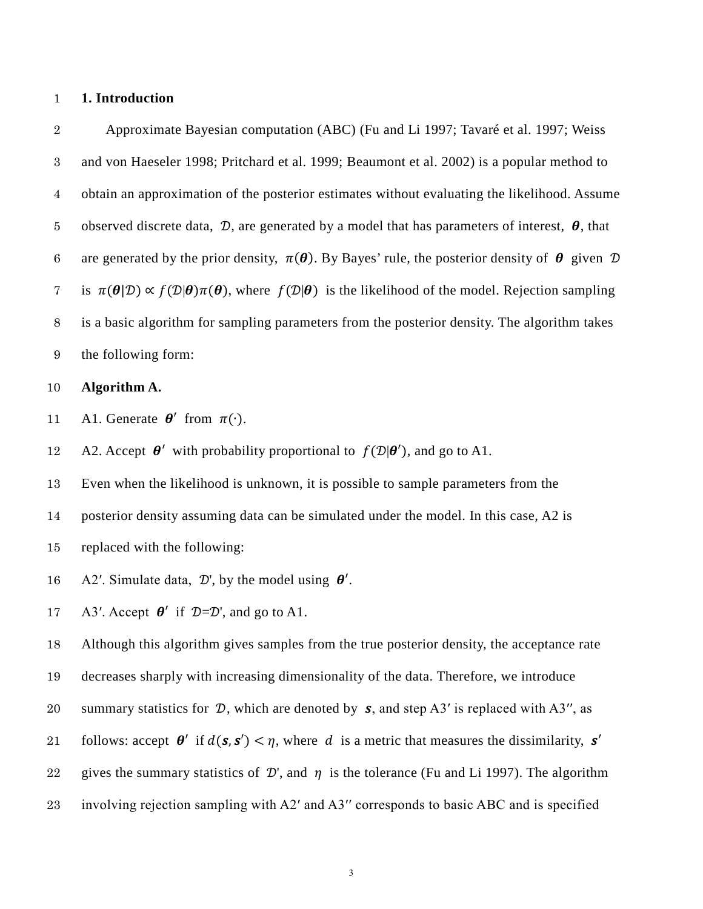## 1. Introduction

Approximate Bayesian computation (ABC) (Fu and Li 1997; Tavaré et al. 1997; Weiss and von Haeseler 1998; Pritchard et al. 1999; Beaumont et al. 2002) is a popular method to obtain an approximation of the posterior estimates without evaluating the likelihood. Assume observed discrete data, $\mathcal{D}$, are generated by a model that has parameters of interest, $\boldsymbol{\theta}$, that are generated by the prior density, $\pi(\boldsymbol{\theta})$. By Bayes' rule, the posterior density of $\boldsymbol{\theta}$ given $\mathcal{D}$ is $\pi(\boldsymbol{\theta}|\mathcal{D}) \propto f(\mathcal{D}|\boldsymbol{\theta})\pi(\boldsymbol{\theta})$, where $f(\mathcal{D}|\boldsymbol{\theta})$ is the likelihood of the model. Rejection sampling is a basic algorithm for sampling parameters from the posterior density. The algorithm takes the following form:

**Algorithm A.**

A1. Generate $\boldsymbol{\theta}'$ from $\pi(\cdot)$.

A2. Accept $\boldsymbol{\theta}'$ with probability proportional to $f(\mathcal{D}|\boldsymbol{\theta}')$, and go to A1.

Even when the likelihood is unknown, it is possible to sample parameters from the posterior density assuming data can be simulated under the model. In this case, A2 is replaced with the following:

A2′. Simulate data, $\mathcal{D}'$, by the model using $\boldsymbol{\theta}'$.

A3′. Accept $\boldsymbol{\theta}'$ if $\mathcal{D}=\mathcal{D}'$, and go to A1.

Although this algorithm gives samples from the true posterior density, the acceptance rate decreases sharply with increasing dimensionality of the data. Therefore, we introduce summary statistics for $\mathcal{D}$, which are denoted by $\boldsymbol{s}$, and step A3′ is replaced with A3″, as follows: accept $\boldsymbol{\theta}'$ if $d(\boldsymbol{s}, \boldsymbol{s}') < \eta$, where $d$ is a metric that measures the dissimilarity, $\boldsymbol{s}'$ gives the summary statistics of $\mathcal{D}'$, and $\eta$ is the tolerance (Fu and Li 1997). The algorithm involving rejection sampling with A2′ and A3″ corresponds to basic ABC and is specified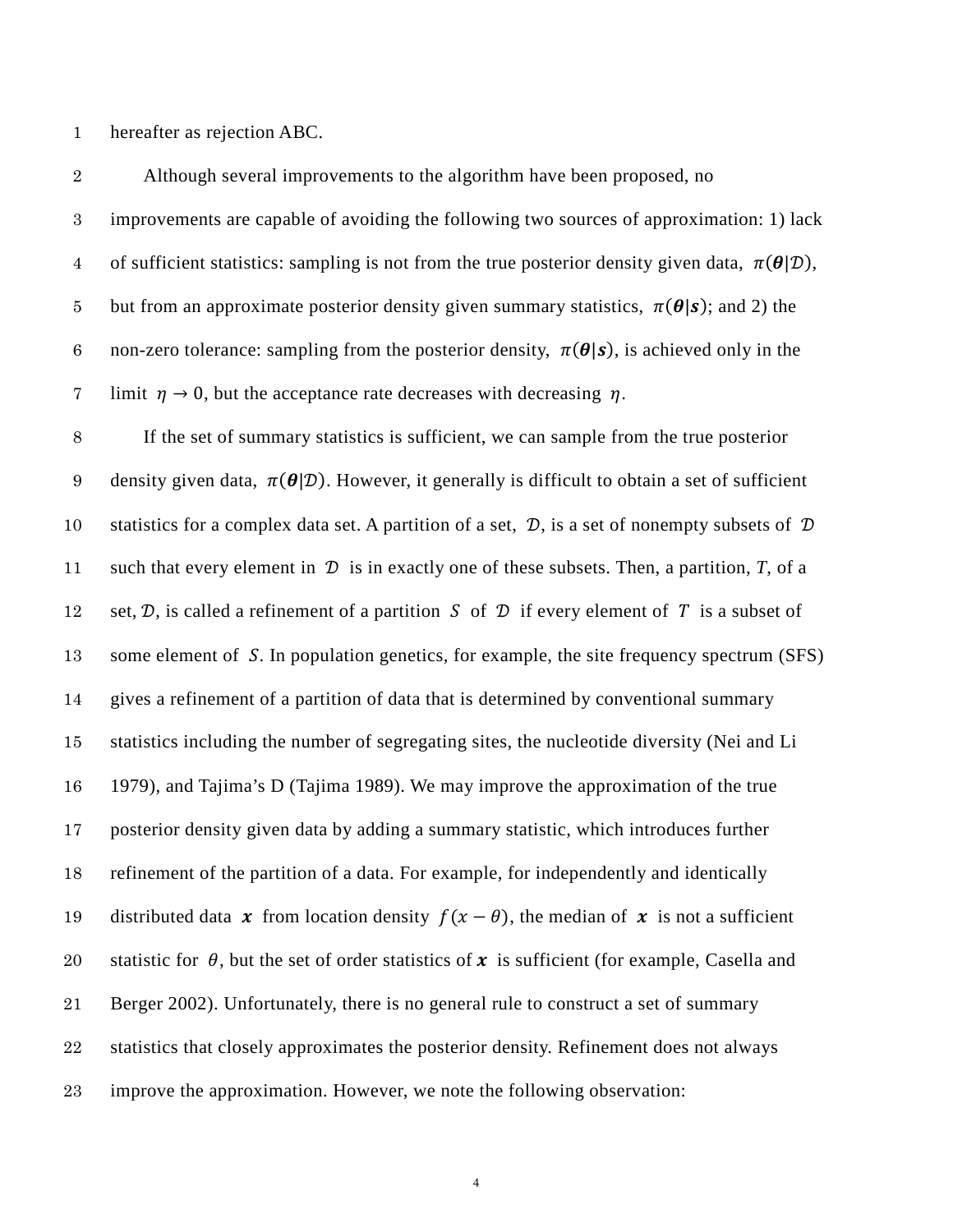hereafter as rejection ABC.

Although several improvements to the algorithm have been proposed, no improvements are capable of avoiding the following two sources of approximation: 1) lack of sufficient statistics: sampling is not from the true posterior density given data, $\pi(\boldsymbol{\theta}|\mathcal{D})$, but from an approximate posterior density given summary statistics, $\pi(\boldsymbol{\theta}|\boldsymbol{s})$; and 2) the non-zero tolerance: sampling from the posterior density, $\pi(\boldsymbol{\theta}|\boldsymbol{s})$, is achieved only in the limit $\eta \to 0$, but the acceptance rate decreases with decreasing $\eta$.

If the set of summary statistics is sufficient, we can sample from the true posterior density given data, $\pi(\boldsymbol{\theta}|\mathcal{D})$. However, it generally is difficult to obtain a set of sufficient statistics for a complex data set. A partition of a set, $\mathcal{D}$, is a set of nonempty subsets of $\mathcal{D}$ such that every element in $\mathcal{D}$ is in exactly one of these subsets. Then, a partition, $T$, of a set, $\mathcal{D}$, is called a refinement of a partition $S$ of $\mathcal{D}$ if every element of $T$ is a subset of some element of $S$. In population genetics, for example, the site frequency spectrum (SFS) gives a refinement of a partition of data that is determined by conventional summary statistics including the number of segregating sites, the nucleotide diversity (Nei and Li 1979), and Tajima's D (Tajima 1989). We may improve the approximation of the true posterior density given data by adding a summary statistic, which introduces further refinement of the partition of a data. For example, for independently and identically distributed data $\boldsymbol{x}$ from location density $f(x-\theta)$, the median of $\boldsymbol{x}$ is not a sufficient statistic for $\theta$, but the set of order statistics of $\boldsymbol{x}$ is sufficient (for example, Casella and Berger 2002). Unfortunately, there is no general rule to construct a set of summary statistics that closely approximates the posterior density. Refinement does not always improve the approximation. However, we note the following observation: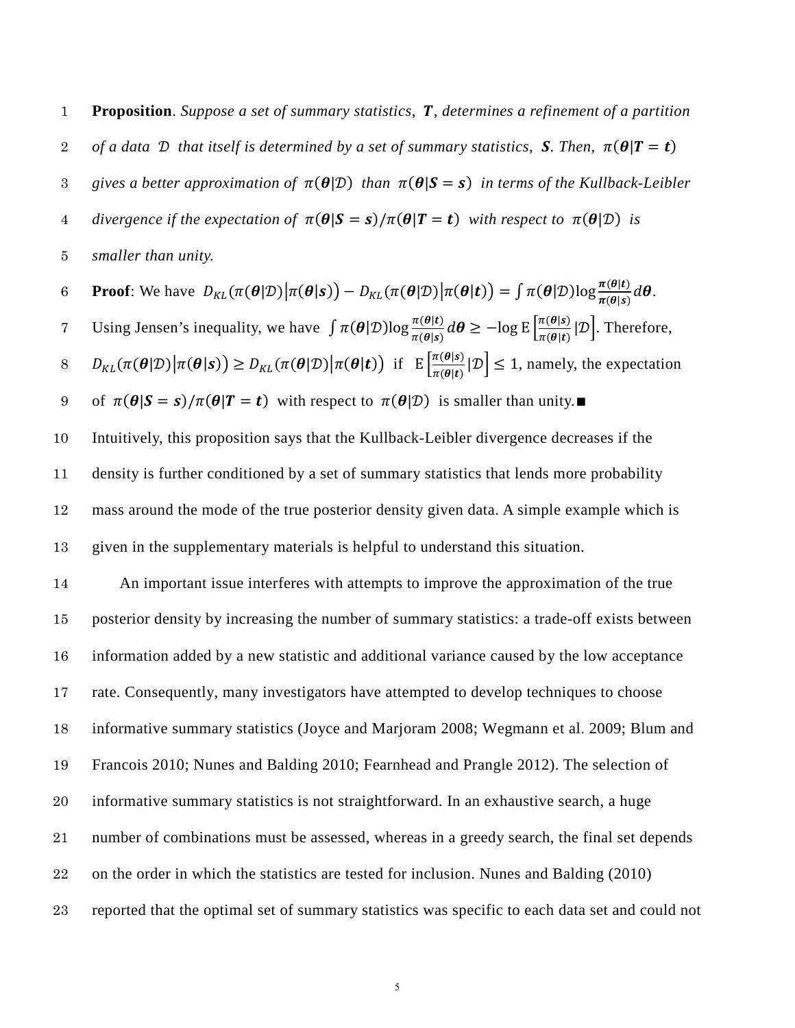**Proposition**. *Suppose a set of summary statistics, $\boldsymbol{T}$, determines a refinement of a partition of a data $\mathcal{D}$ that itself is determined by a set of summary statistics, $\boldsymbol{S}$. Then, $\pi(\boldsymbol{\theta}|\boldsymbol{T}=\boldsymbol{t})$ gives a better approximation of $\pi(\boldsymbol{\theta}|\mathcal{D})$ than $\pi(\boldsymbol{\theta}|\boldsymbol{S}=\boldsymbol{s})$ in terms of the Kullback-Leibler divergence if the expectation of $\pi(\boldsymbol{\theta}|\boldsymbol{S}=\boldsymbol{s})/\pi(\boldsymbol{\theta}|\boldsymbol{T}=\boldsymbol{t})$ with respect to $\pi(\boldsymbol{\theta}|\mathcal{D})$ is smaller than unity.*

**Proof**: We have $D_{KL}(\pi(\boldsymbol{\theta}|\mathcal{D})|\pi(\boldsymbol{\theta}|\boldsymbol{s})) - D_{KL}(\pi(\boldsymbol{\theta}|\mathcal{D})|\pi(\boldsymbol{\theta}|\boldsymbol{t})) = \int \pi(\boldsymbol{\theta}|\mathcal{D})\log\frac{\boldsymbol{\pi(\theta|t)}}{\boldsymbol{\pi(\theta|s)}}d\boldsymbol{\theta}$. Using Jensen's inequality, we have $\int \pi(\boldsymbol{\theta}|\mathcal{D})\log\frac{\pi(\boldsymbol{\theta}|\boldsymbol{t})}{\pi(\boldsymbol{\theta}|\boldsymbol{s})}d\boldsymbol{\theta} \geq -\log \mathrm{E}\left[\frac{\pi(\boldsymbol{\theta}|\boldsymbol{s})}{\pi(\boldsymbol{\theta}|\boldsymbol{t})}|\mathcal{D}\right]$. Therefore, $D_{KL}(\pi(\boldsymbol{\theta}|\mathcal{D})|\pi(\boldsymbol{\theta}|\boldsymbol{s})) \geq D_{KL}(\pi(\boldsymbol{\theta}|\mathcal{D})|\pi(\boldsymbol{\theta}|\boldsymbol{t}))$ if $\mathrm{E}\left[\frac{\pi(\boldsymbol{\theta}|\boldsymbol{s})}{\pi(\boldsymbol{\theta}|\boldsymbol{t})}|\mathcal{D}\right] \leq 1$, namely, the expectation of $\pi(\boldsymbol{\theta}|\boldsymbol{S}=\boldsymbol{s})/\pi(\boldsymbol{\theta}|\boldsymbol{T}=\boldsymbol{t})$ with respect to $\pi(\boldsymbol{\theta}|\mathcal{D})$ is smaller than unity.■

Intuitively, this proposition says that the Kullback-Leibler divergence decreases if the density is further conditioned by a set of summary statistics that lends more probability mass around the mode of the true posterior density given data. A simple example which is given in the supplementary materials is helpful to understand this situation.

An important issue interferes with attempts to improve the approximation of the true posterior density by increasing the number of summary statistics: a trade-off exists between information added by a new statistic and additional variance caused by the low acceptance rate. Consequently, many investigators have attempted to develop techniques to choose informative summary statistics (Joyce and Marjoram 2008; Wegmann et al. 2009; Blum and Francois 2010; Nunes and Balding 2010; Fearnhead and Prangle 2012). The selection of informative summary statistics is not straightforward. In an exhaustive search, a huge number of combinations must be assessed, whereas in a greedy search, the final set depends on the order in which the statistics are tested for inclusion. Nunes and Balding (2010) reported that the optimal set of summary statistics was specific to each data set and could not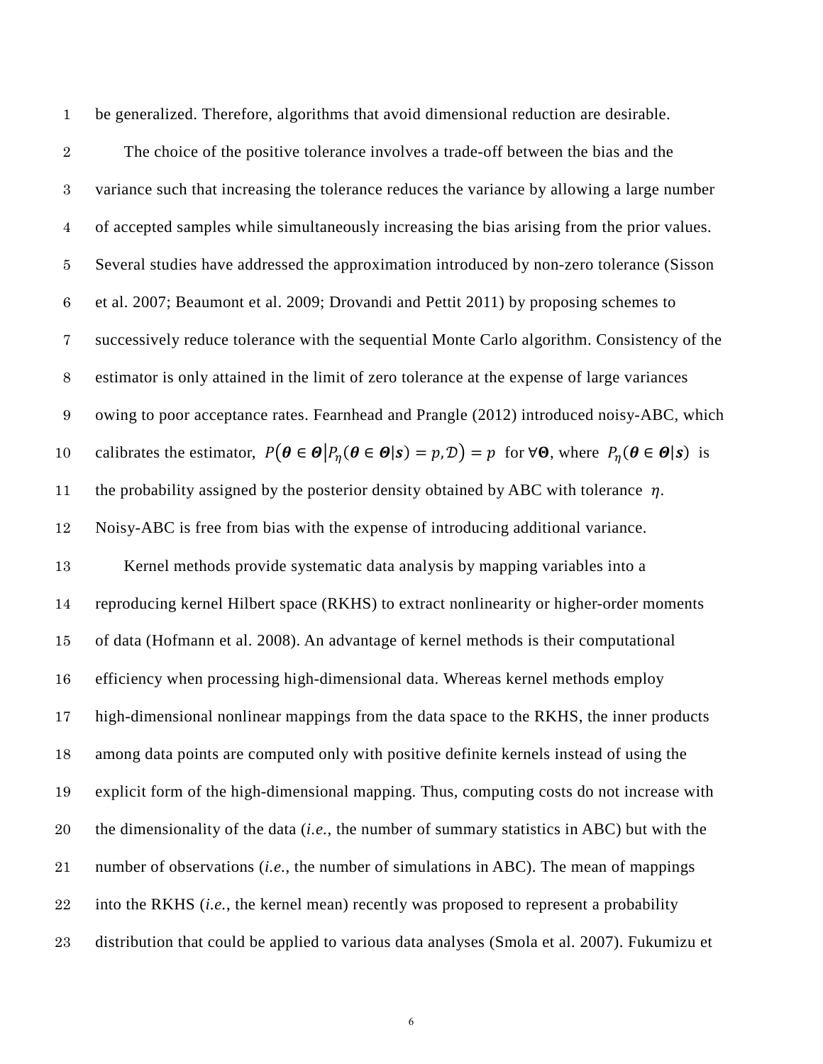be generalized. Therefore, algorithms that avoid dimensional reduction are desirable.

The choice of the positive tolerance involves a trade-off between the bias and the variance such that increasing the tolerance reduces the variance by allowing a large number of accepted samples while simultaneously increasing the bias arising from the prior values. Several studies have addressed the approximation introduced by non-zero tolerance (Sisson et al. 2007; Beaumont et al. 2009; Drovandi and Pettit 2011) by proposing schemes to successively reduce tolerance with the sequential Monte Carlo algorithm. Consistency of the estimator is only attained in the limit of zero tolerance at the expense of large variances owing to poor acceptance rates. Fearnhead and Prangle (2012) introduced noisy-ABC, which calibrates the estimator, $P(\boldsymbol{\theta} \in \boldsymbol{\Theta} | P_\eta(\boldsymbol{\theta} \in \boldsymbol{\Theta} | \boldsymbol{s}) = p, \mathcal{D}) = p$ for $\forall \boldsymbol{\Theta}$, where $P_\eta(\boldsymbol{\theta} \in \boldsymbol{\Theta} | \boldsymbol{s})$ is the probability assigned by the posterior density obtained by ABC with tolerance $\eta$. Noisy-ABC is free from bias with the expense of introducing additional variance.

Kernel methods provide systematic data analysis by mapping variables into a reproducing kernel Hilbert space (RKHS) to extract nonlinearity or higher-order moments of data (Hofmann et al. 2008). An advantage of kernel methods is their computational efficiency when processing high-dimensional data. Whereas kernel methods employ high-dimensional nonlinear mappings from the data space to the RKHS, the inner products among data points are computed only with positive definite kernels instead of using the explicit form of the high-dimensional mapping. Thus, computing costs do not increase with the dimensionality of the data (*i.e.*, the number of summary statistics in ABC) but with the number of observations (*i.e.*, the number of simulations in ABC). The mean of mappings into the RKHS (*i.e.*, the kernel mean) recently was proposed to represent a probability distribution that could be applied to various data analyses (Smola et al. 2007). Fukumizu et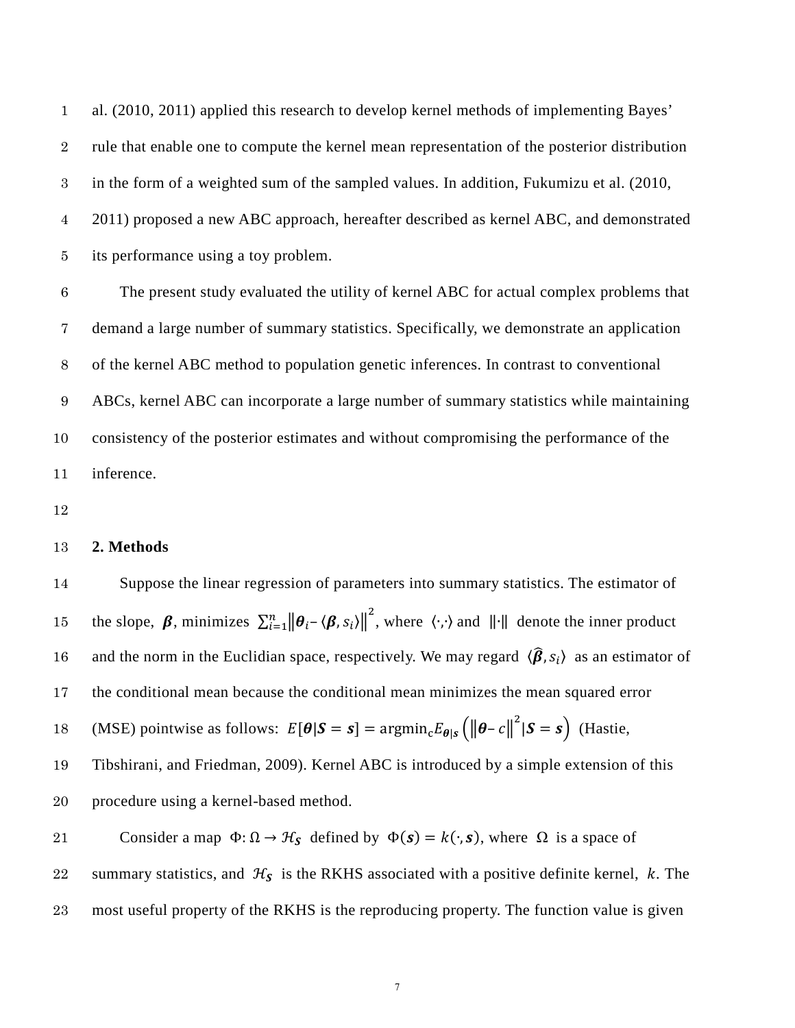al. (2010, 2011) applied this research to develop kernel methods of implementing Bayes' rule that enable one to compute the kernel mean representation of the posterior distribution in the form of a weighted sum of the sampled values. In addition, Fukumizu et al. (2010, 2011) proposed a new ABC approach, hereafter described as kernel ABC, and demonstrated its performance using a toy problem.

The present study evaluated the utility of kernel ABC for actual complex problems that demand a large number of summary statistics. Specifically, we demonstrate an application of the kernel ABC method to population genetic inferences. In contrast to conventional ABCs, kernel ABC can incorporate a large number of summary statistics while maintaining consistency of the posterior estimates and without compromising the performance of the inference.

## 2. Methods

Suppose the linear regression of parameters into summary statistics. The estimator of the slope, $\boldsymbol{\beta}$, minimizes $\sum_{i=1}^{n} \left\| \boldsymbol{\theta}_i - \langle \boldsymbol{\beta}, s_i \rangle \right\|^2$, where $\langle \cdot,\cdot \rangle$ and $\|\cdot\|$ denote the inner product and the norm in the Euclidian space, respectively. We may regard $\langle \widehat{\boldsymbol{\beta}}, s_i \rangle$ as an estimator of the conditional mean because the conditional mean minimizes the mean squared error (MSE) pointwise as follows: $E[\boldsymbol{\theta}|\boldsymbol{S} = \boldsymbol{s}] = \mathrm{argmin}_c E_{\boldsymbol{\theta}|\boldsymbol{s}} \left( \left\| \boldsymbol{\theta} - c \right\|^2 | \boldsymbol{S} = \boldsymbol{s} \right)$ (Hastie, Tibshirani, and Friedman, 2009). Kernel ABC is introduced by a simple extension of this procedure using a kernel-based method.

Consider a map $\Phi: \Omega \to \mathcal{H}_{\boldsymbol{S}}$ defined by $\Phi(\boldsymbol{s}) = k(\cdot, \boldsymbol{s})$, where $\Omega$ is a space of summary statistics, and $\mathcal{H}_{\boldsymbol{S}}$ is the RKHS associated with a positive definite kernel, $k$. The most useful property of the RKHS is the reproducing property. The function value is given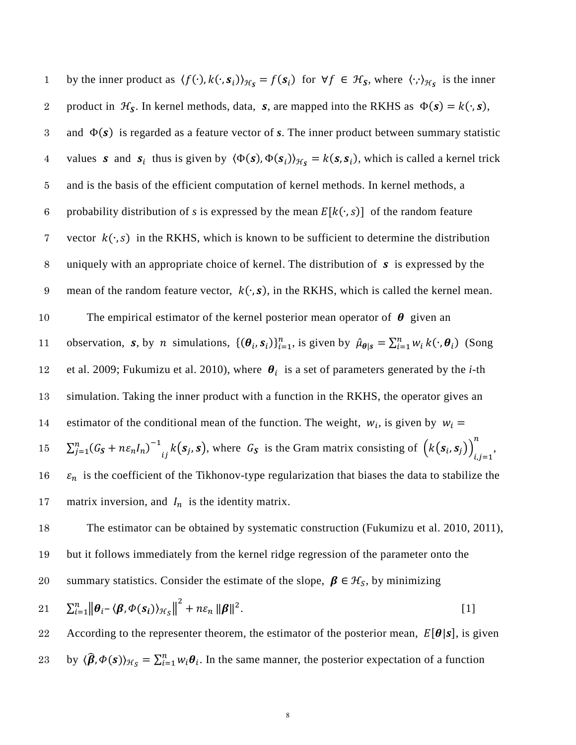by the inner product as $\langle f(\cdot), k(\cdot, \boldsymbol{s}_i)\rangle_{\mathcal{H}_S} = f(\boldsymbol{s}_i)$ for $\forall f \in \mathcal{H}_S$, where $\langle \cdot,\cdot \rangle_{\mathcal{H}_S}$ is the inner product in $\mathcal{H}_S$. In kernel methods, data, $\boldsymbol{s}$, are mapped into the RKHS as $\Phi(\boldsymbol{s}) = k(\cdot, \boldsymbol{s})$, and $\Phi(\boldsymbol{s})$ is regarded as a feature vector of $\boldsymbol{s}$. The inner product between summary statistic values $\boldsymbol{s}$ and $\boldsymbol{s}_i$ thus is given by $\langle \Phi(\boldsymbol{s}), \Phi(\boldsymbol{s}_i)\rangle_{\mathcal{H}_S} = k(\boldsymbol{s}, \boldsymbol{s}_i)$, which is called a kernel trick and is the basis of the efficient computation of kernel methods. In kernel methods, a probability distribution of $s$ is expressed by the mean $E[k(\cdot, s)]$ of the random feature vector $k(\cdot, s)$ in the RKHS, which is known to be sufficient to determine the distribution uniquely with an appropriate choice of kernel. The distribution of $\boldsymbol{s}$ is expressed by the mean of the random feature vector, $k(\cdot, \boldsymbol{s})$, in the RKHS, which is called the kernel mean.

The empirical estimator of the kernel posterior mean operator of $\boldsymbol{\theta}$ given an observation, $\boldsymbol{s}$, by $n$ simulations, $\{(\boldsymbol{\theta}_i, \boldsymbol{s}_i)\}_{i=1}^n$, is given by $\hat{\mu}_{\boldsymbol{\theta}|\boldsymbol{s}} = \sum_{i=1}^n w_i\, k(\cdot, \boldsymbol{\theta}_i)$ (Song et al. 2009; Fukumizu et al. 2010), where $\boldsymbol{\theta}_i$ is a set of parameters generated by the $i$-th simulation. Taking the inner product with a function in the RKHS, the operator gives an estimator of the conditional mean of the function. The weight, $w_i$, is given by $w_i = \sum_{j=1}^n (G_{\boldsymbol{S}} + n\varepsilon_n I_n)^{-1}{}_{ij}\, k(\boldsymbol{s}_j, \boldsymbol{s})$, where $G_{\boldsymbol{S}}$ is the Gram matrix consisting of $\left(k(\boldsymbol{s}_i, \boldsymbol{s}_j)\right)_{i,j=1}^n$, $\varepsilon_n$ is the coefficient of the Tikhonov-type regularization that biases the data to stabilize the matrix inversion, and $I_n$ is the identity matrix.

The estimator can be obtained by systematic construction (Fukumizu et al. 2010, 2011), but it follows immediately from the kernel ridge regression of the parameter onto the summary statistics. Consider the estimate of the slope, $\boldsymbol{\beta} \in \mathcal{H}_S$, by minimizing

$$\sum_{i=1}^n \left\| \boldsymbol{\theta}_i - \langle \boldsymbol{\beta}, \Phi(\boldsymbol{s}_i)\rangle_{\mathcal{H}_S} \right\|^2 + n\varepsilon_n \|\boldsymbol{\beta}\|^2. \qquad [1]$$

According to the representer theorem, the estimator of the posterior mean, $E[\boldsymbol{\theta}|\boldsymbol{s}]$, is given by $\langle \hat{\boldsymbol{\beta}}, \Phi(\boldsymbol{s})\rangle_{\mathcal{H}_S} = \sum_{i=1}^n w_i \boldsymbol{\theta}_i$. In the same manner, the posterior expectation of a function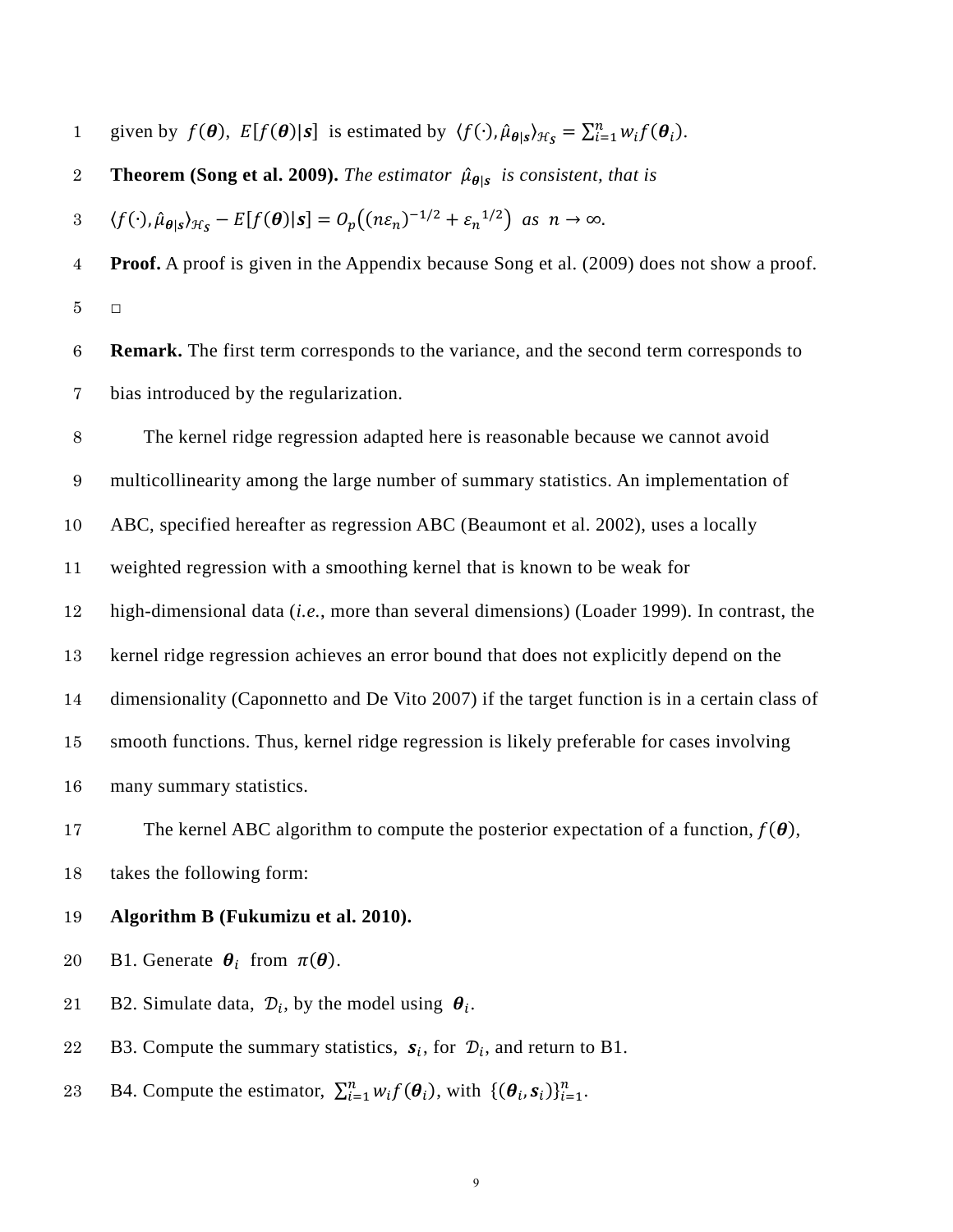given by $f(\boldsymbol{\theta})$, $E[f(\boldsymbol{\theta})|\boldsymbol{s}]$ is estimated by $\langle f(\cdot), \hat{\mu}_{\boldsymbol{\theta}|\boldsymbol{s}} \rangle_{\mathcal{H}_{\mathcal{S}}} = \sum_{i=1}^{n} w_i f(\boldsymbol{\theta}_i)$.

**Theorem (Song et al. 2009).** *The estimator* $\hat{\mu}_{\boldsymbol{\theta}|\boldsymbol{s}}$ *is consistent, that is*

$$\langle f(\cdot), \hat{\mu}_{\boldsymbol{\theta}|\boldsymbol{s}} \rangle_{\mathcal{H}_{\mathcal{S}}} - E[f(\boldsymbol{\theta})|\boldsymbol{s}] = O_p\left((n\varepsilon_n)^{-1/2} + {\varepsilon_n}^{1/2}\right) \ \ as \ \ n \to \infty.$$

**Proof.** A proof is given in the Appendix because Song et al. (2009) does not show a proof.

□

**Remark.** The first term corresponds to the variance, and the second term corresponds to bias introduced by the regularization.

The kernel ridge regression adapted here is reasonable because we cannot avoid multicollinearity among the large number of summary statistics. An implementation of ABC, specified hereafter as regression ABC (Beaumont et al. 2002), uses a locally weighted regression with a smoothing kernel that is known to be weak for high-dimensional data (*i.e.*, more than several dimensions) (Loader 1999). In contrast, the kernel ridge regression achieves an error bound that does not explicitly depend on the dimensionality (Caponnetto and De Vito 2007) if the target function is in a certain class of smooth functions. Thus, kernel ridge regression is likely preferable for cases involving many summary statistics.

The kernel ABC algorithm to compute the posterior expectation of a function, $f(\boldsymbol{\theta})$, takes the following form:

**Algorithm B (Fukumizu et al. 2010).**

B1. Generate $\boldsymbol{\theta}_i$ from $\pi(\boldsymbol{\theta})$.

B2. Simulate data, $\mathcal{D}_i$, by the model using $\boldsymbol{\theta}_i$.

B3. Compute the summary statistics, $\boldsymbol{s}_i$, for $\mathcal{D}_i$, and return to B1.

B4. Compute the estimator, $\sum_{i=1}^{n} w_i f(\boldsymbol{\theta}_i)$, with $\{(\boldsymbol{\theta}_i, \boldsymbol{s}_i)\}_{i=1}^{n}$.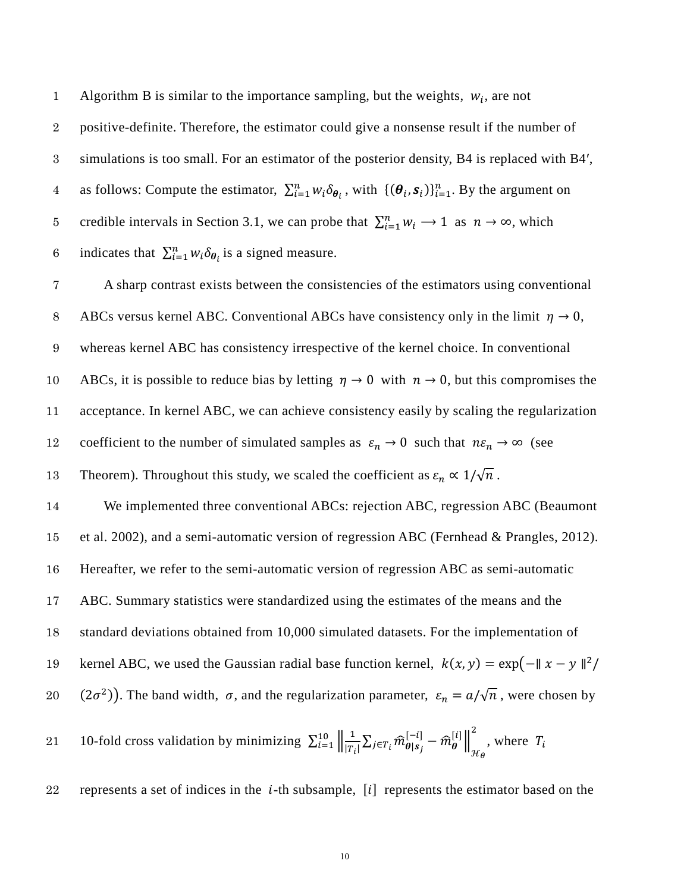Algorithm B is similar to the importance sampling, but the weights, $w_i$, are not positive-definite. Therefore, the estimator could give a nonsense result if the number of simulations is too small. For an estimator of the posterior density, B4 is replaced with B4′, as follows: Compute the estimator, $\sum_{i=1}^{n} w_i \delta_{\boldsymbol{\theta}_i}$, with $\{(\boldsymbol{\theta}_i, \boldsymbol{s}_i)\}_{i=1}^{n}$. By the argument on credible intervals in Section 3.1, we can probe that $\sum_{i=1}^{n} w_i \longrightarrow 1$ as $n \to \infty$, which indicates that $\sum_{i=1}^{n} w_i \delta_{\boldsymbol{\theta}_i}$ is a signed measure.

A sharp contrast exists between the consistencies of the estimators using conventional ABCs versus kernel ABC. Conventional ABCs have consistency only in the limit $\eta \to 0$, whereas kernel ABC has consistency irrespective of the kernel choice. In conventional ABCs, it is possible to reduce bias by letting $\eta \to 0$ with $n \to 0$, but this compromises the acceptance. In kernel ABC, we can achieve consistency easily by scaling the regularization coefficient to the number of simulated samples as $\varepsilon_n \to 0$ such that $n\varepsilon_n \to \infty$ (see Theorem). Throughout this study, we scaled the coefficient as $\varepsilon_n \propto 1/\sqrt{n}$.

We implemented three conventional ABCs: rejection ABC, regression ABC (Beaumont et al. 2002), and a semi-automatic version of regression ABC (Fernhead & Prangles, 2012). Hereafter, we refer to the semi-automatic version of regression ABC as semi-automatic ABC. Summary statistics were standardized using the estimates of the means and the standard deviations obtained from 10,000 simulated datasets. For the implementation of kernel ABC, we used the Gaussian radial base function kernel, $k(x, y) = \exp\left(-\| x - y \|^2 / (2\sigma^2)\right)$. The band width, $\sigma$, and the regularization parameter, $\varepsilon_n = a/\sqrt{n}$, were chosen by 10-fold cross validation by minimizing $\sum_{i=1}^{10} \left\| \frac{1}{|T_i|} \sum_{j \in T_i} \widehat{m}_{\boldsymbol{\theta}|\boldsymbol{s}_j}^{[-i]} - \widehat{m}_{\boldsymbol{\theta}}^{[i]} \right\|_{\mathcal{H}_\theta}^2$, where $T_i$ represents a set of indices in the $i$-th subsample, $[i]$ represents the estimator based on the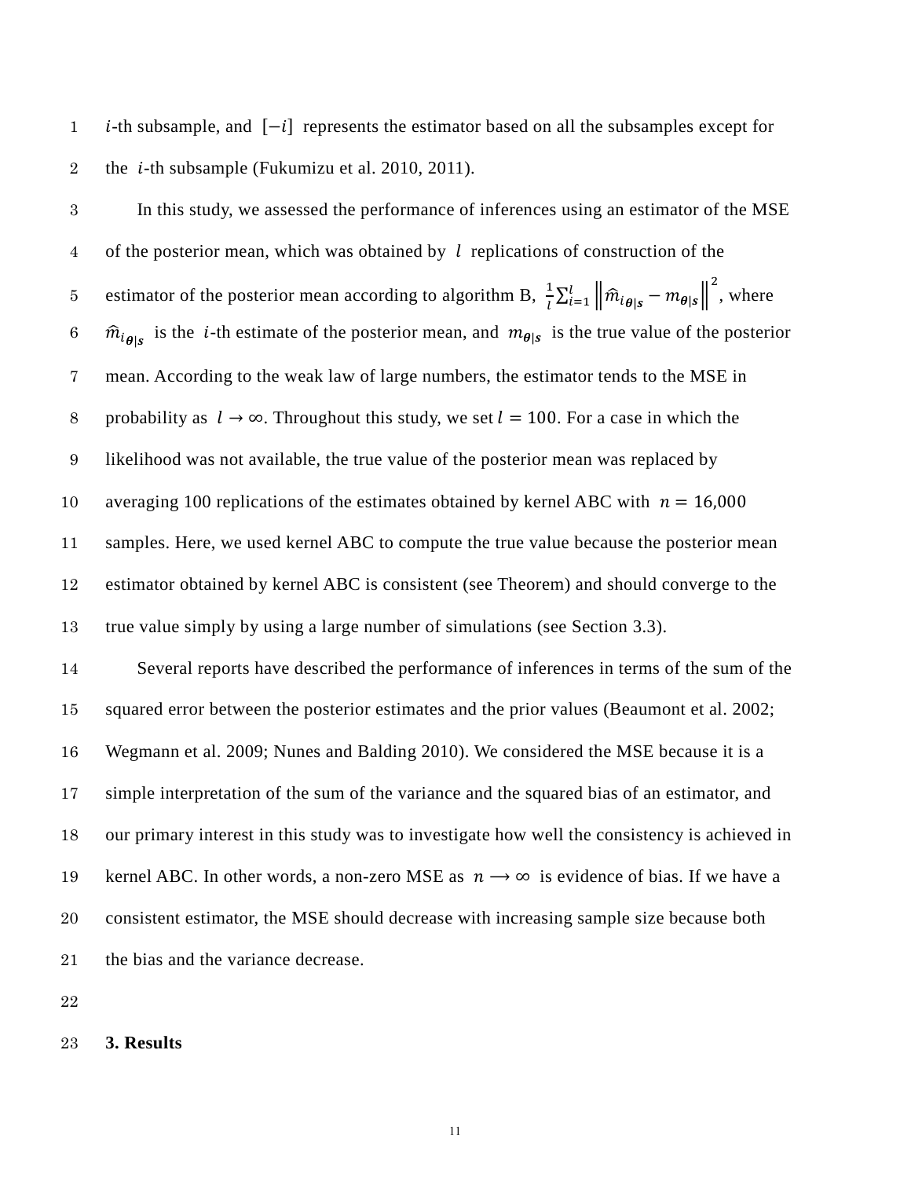$i$-th subsample, and $[-i]$ represents the estimator based on all the subsamples except for the $i$-th subsample (Fukumizu et al. 2010, 2011).

In this study, we assessed the performance of inferences using an estimator of the MSE of the posterior mean, which was obtained by $l$ replications of construction of the estimator of the posterior mean according to algorithm B, $\frac{1}{l}\sum_{i=1}^{l}\left\|\widehat{m}_{i_{\boldsymbol{\theta}|\boldsymbol{s}}} - m_{\boldsymbol{\theta}|\boldsymbol{s}}\right\|^2$, where $\widehat{m}_{i_{\boldsymbol{\theta}|\boldsymbol{s}}}$ is the $i$-th estimate of the posterior mean, and $m_{\boldsymbol{\theta}|\boldsymbol{s}}$ is the true value of the posterior mean. According to the weak law of large numbers, the estimator tends to the MSE in probability as $l \rightarrow \infty$. Throughout this study, we set $l = 100$. For a case in which the likelihood was not available, the true value of the posterior mean was replaced by averaging 100 replications of the estimates obtained by kernel ABC with $n = 16{,}000$ samples. Here, we used kernel ABC to compute the true value because the posterior mean estimator obtained by kernel ABC is consistent (see Theorem) and should converge to the true value simply by using a large number of simulations (see Section 3.3).

Several reports have described the performance of inferences in terms of the sum of the squared error between the posterior estimates and the prior values (Beaumont et al. 2002; Wegmann et al. 2009; Nunes and Balding 2010). We considered the MSE because it is a simple interpretation of the sum of the variance and the squared bias of an estimator, and our primary interest in this study was to investigate how well the consistency is achieved in kernel ABC. In other words, a non-zero MSE as $n \longrightarrow \infty$ is evidence of bias. If we have a consistent estimator, the MSE should decrease with increasing sample size because both the bias and the variance decrease.

## 3. Results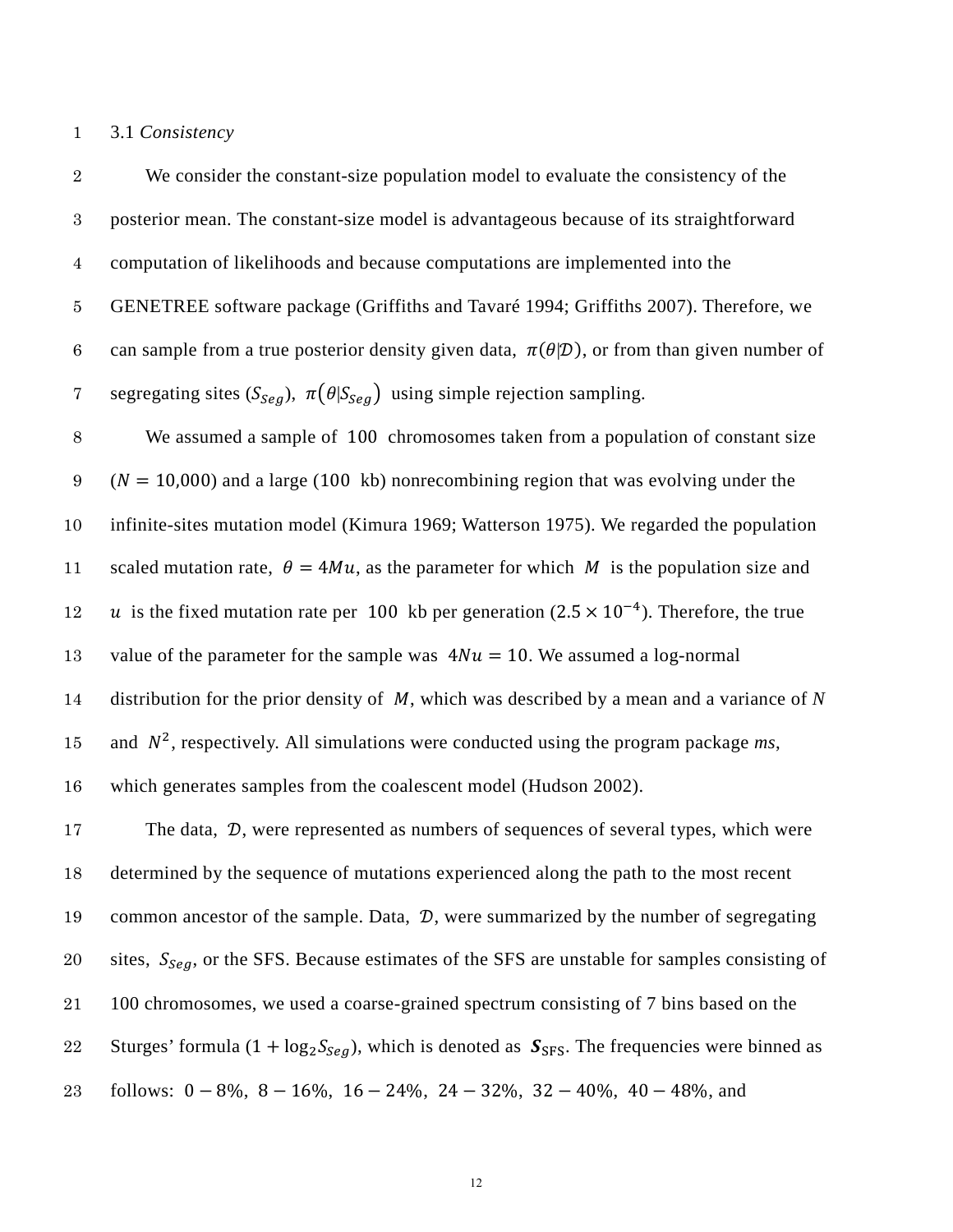### 3.1 *Consistency*

We consider the constant-size population model to evaluate the consistency of the posterior mean. The constant-size model is advantageous because of its straightforward computation of likelihoods and because computations are implemented into the GENETREE software package (Griffiths and Tavaré 1994; Griffiths 2007). Therefore, we can sample from a true posterior density given data, $\pi(\theta|\mathcal{D})$, or from than given number of segregating sites ($S_{Seg}$), $\pi(\theta|S_{Seg})$ using simple rejection sampling.

We assumed a sample of $100$ chromosomes taken from a population of constant size ($N = 10{,}000$) and a large ($100$ kb) nonrecombining region that was evolving under the infinite-sites mutation model (Kimura 1969; Watterson 1975). We regarded the population scaled mutation rate, $\theta = 4Mu$, as the parameter for which $M$ is the population size and $u$ is the fixed mutation rate per $100$ kb per generation ($2.5 \times 10^{-4}$). Therefore, the true value of the parameter for the sample was $4Nu = 10$. We assumed a log-normal distribution for the prior density of $M$, which was described by a mean and a variance of $N$ and $N^2$, respectively. All simulations were conducted using the program package *ms*, which generates samples from the coalescent model (Hudson 2002).

The data, $\mathcal{D}$, were represented as numbers of sequences of several types, which were determined by the sequence of mutations experienced along the path to the most recent common ancestor of the sample. Data, $\mathcal{D}$, were summarized by the number of segregating sites, $S_{Seg}$, or the SFS. Because estimates of the SFS are unstable for samples consisting of 100 chromosomes, we used a coarse-grained spectrum consisting of 7 bins based on the Sturges' formula ($1 + \log_2 S_{Seg}$), which is denoted as $\boldsymbol{S}_{\mathrm{SFS}}$. The frequencies were binned as follows: $0-8\%$, $8-16\%$, $16-24\%$, $24-32\%$, $32-40\%$, $40-48\%$, and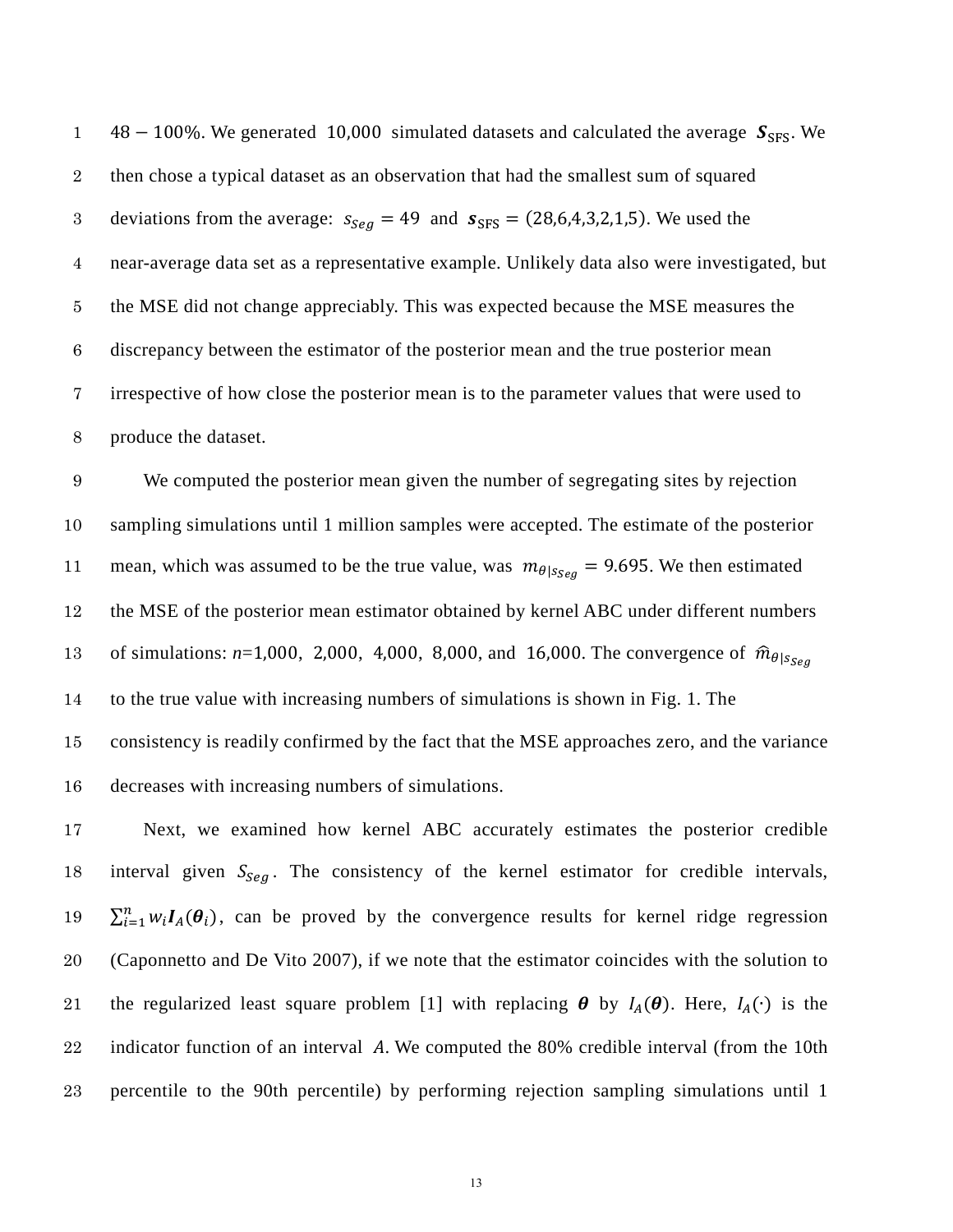$48 - 100\%$. We generated 10,000 simulated datasets and calculated the average $\boldsymbol{S}_{\mathrm{SFS}}$. We then chose a typical dataset as an observation that had the smallest sum of squared deviations from the average: $s_{Seg} = 49$ and $\boldsymbol{s}_{\mathrm{SFS}} = (28,6,4,3,2,1,5)$. We used the near-average data set as a representative example. Unlikely data also were investigated, but the MSE did not change appreciably. This was expected because the MSE measures the discrepancy between the estimator of the posterior mean and the true posterior mean irrespective of how close the posterior mean is to the parameter values that were used to produce the dataset.

We computed the posterior mean given the number of segregating sites by rejection sampling simulations until 1 million samples were accepted. The estimate of the posterior mean, which was assumed to be the true value, was $m_{\theta|s_{Seg}} = 9.695$. We then estimated the MSE of the posterior mean estimator obtained by kernel ABC under different numbers of simulations: $n$=1,000, 2,000, 4,000, 8,000, and 16,000. The convergence of $\widehat{m}_{\theta|s_{Seg}}$ to the true value with increasing numbers of simulations is shown in Fig. 1. The consistency is readily confirmed by the fact that the MSE approaches zero, and the variance decreases with increasing numbers of simulations.

Next, we examined how kernel ABC accurately estimates the posterior credible interval given $S_{Seg}$. The consistency of the kernel estimator for credible intervals, $\sum_{i=1}^{n} w_i \boldsymbol{I}_A(\boldsymbol{\theta}_i)$, can be proved by the convergence results for kernel ridge regression (Caponnetto and De Vito 2007), if we note that the estimator coincides with the solution to the regularized least square problem [1] with replacing $\boldsymbol{\theta}$ by $I_A(\boldsymbol{\theta})$. Here, $I_A(\cdot)$ is the indicator function of an interval $A$. We computed the 80% credible interval (from the 10th percentile to the 90th percentile) by performing rejection sampling simulations until 1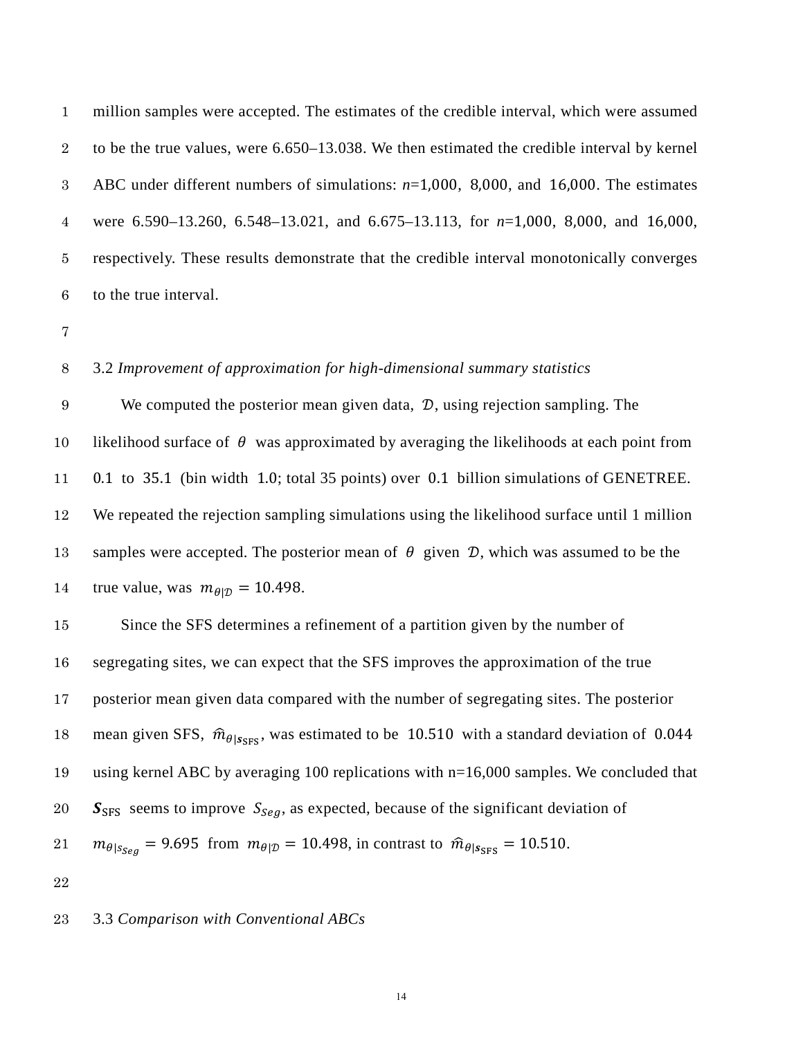million samples were accepted. The estimates of the credible interval, which were assumed to be the true values, were 6.650–13.038. We then estimated the credible interval by kernel ABC under different numbers of simulations: $n$=1,000, 8,000, and 16,000. The estimates were 6.590–13.260, 6.548–13.021, and 6.675–13.113, for $n$=1,000, 8,000, and 16,000, respectively. These results demonstrate that the credible interval monotonically converges to the true interval.

3.2 *Improvement of approximation for high-dimensional summary statistics*

We computed the posterior mean given data, $\mathcal{D}$, using rejection sampling. The likelihood surface of $\theta$ was approximated by averaging the likelihoods at each point from 0.1 to 35.1 (bin width 1.0; total 35 points) over 0.1 billion simulations of GENETREE. We repeated the rejection sampling simulations using the likelihood surface until 1 million samples were accepted. The posterior mean of $\theta$ given $\mathcal{D}$, which was assumed to be the true value, was $m_{\theta|\mathcal{D}} = 10.498$.

Since the SFS determines a refinement of a partition given by the number of segregating sites, we can expect that the SFS improves the approximation of the true posterior mean given data compared with the number of segregating sites. The posterior mean given SFS, $\hat{m}_{\theta|\boldsymbol{s}_{\mathrm{SFS}}}$, was estimated to be 10.510 with a standard deviation of 0.044 using kernel ABC by averaging 100 replications with n=16,000 samples. We concluded that $\boldsymbol{S}_{\mathrm{SFS}}$ seems to improve $S_{Seg}$, as expected, because of the significant deviation of $m_{\theta|s_{Seg}} = 9.695$ from $m_{\theta|\mathcal{D}} = 10.498$, in contrast to $\hat{m}_{\theta|\boldsymbol{s}_{\mathrm{SFS}}} = 10.510$.

3.3 *Comparison with Conventional ABCs*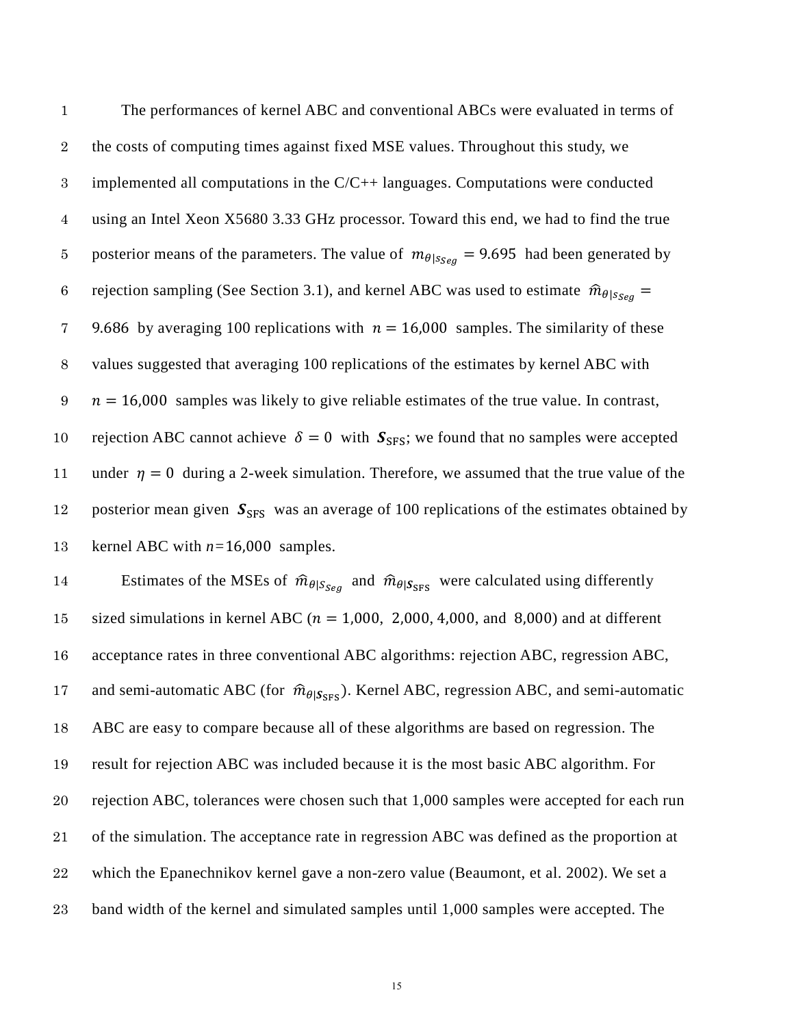The performances of kernel ABC and conventional ABCs were evaluated in terms of the costs of computing times against fixed MSE values. Throughout this study, we implemented all computations in the C/C++ languages. Computations were conducted using an Intel Xeon X5680 3.33 GHz processor. Toward this end, we had to find the true posterior means of the parameters. The value of $m_{\theta|s_{Seg}} = 9.695$ had been generated by rejection sampling (See Section 3.1), and kernel ABC was used to estimate $\widehat{m}_{\theta|s_{Seg}} = 9.686$ by averaging 100 replications with $n = 16{,}000$ samples. The similarity of these values suggested that averaging 100 replications of the estimates by kernel ABC with $n = 16{,}000$ samples was likely to give reliable estimates of the true value. In contrast, rejection ABC cannot achieve $\delta = 0$ with $\boldsymbol{S}_{\text{SFS}}$; we found that no samples were accepted under $\eta = 0$ during a 2-week simulation. Therefore, we assumed that the true value of the posterior mean given $\boldsymbol{S}_{\text{SFS}}$ was an average of 100 replications of the estimates obtained by kernel ABC with $n$=16,000 samples.

Estimates of the MSEs of $\widehat{m}_{\theta|s_{Seg}}$ and $\widehat{m}_{\theta|\boldsymbol{s}_{\text{SFS}}}$ were calculated using differently sized simulations in kernel ABC ($n = 1{,}000$, $2{,}000$, $4{,}000$, and $8{,}000$) and at different acceptance rates in three conventional ABC algorithms: rejection ABC, regression ABC, and semi-automatic ABC (for $\widehat{m}_{\theta|\boldsymbol{s}_{\text{SFS}}}$). Kernel ABC, regression ABC, and semi-automatic ABC are easy to compare because all of these algorithms are based on regression. The result for rejection ABC was included because it is the most basic ABC algorithm. For rejection ABC, tolerances were chosen such that 1,000 samples were accepted for each run of the simulation. The acceptance rate in regression ABC was defined as the proportion at which the Epanechnikov kernel gave a non-zero value (Beaumont, et al. 2002). We set a band width of the kernel and simulated samples until 1,000 samples were accepted. The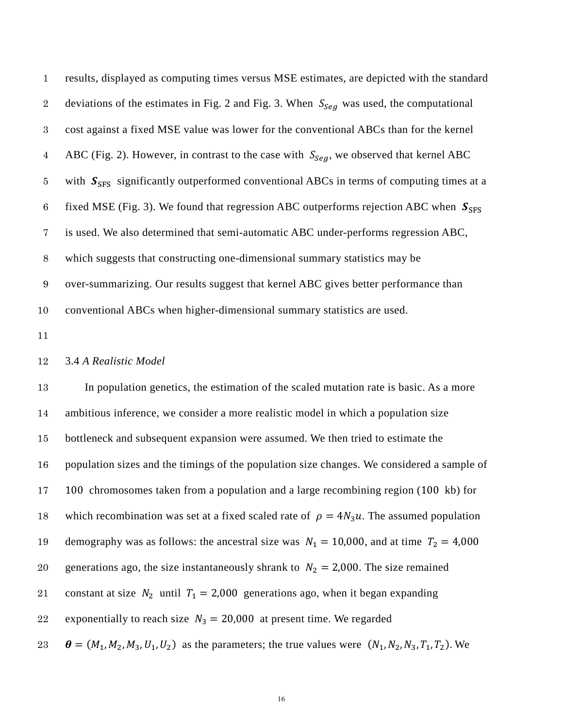results, displayed as computing times versus MSE estimates, are depicted with the standard deviations of the estimates in Fig. 2 and Fig. 3. When $S_{Seg}$ was used, the computational cost against a fixed MSE value was lower for the conventional ABCs than for the kernel ABC (Fig. 2). However, in contrast to the case with $S_{Seg}$, we observed that kernel ABC with $\boldsymbol{S}_{\mathrm{SFS}}$ significantly outperformed conventional ABCs in terms of computing times at a fixed MSE (Fig. 3). We found that regression ABC outperforms rejection ABC when $\boldsymbol{S}_{\mathrm{SFS}}$ is used. We also determined that semi-automatic ABC under-performs regression ABC, which suggests that constructing one-dimensional summary statistics may be over-summarizing. Our results suggest that kernel ABC gives better performance than conventional ABCs when higher-dimensional summary statistics are used.

### 3.4 *A Realistic Model*

In population genetics, the estimation of the scaled mutation rate is basic. As a more ambitious inference, we consider a more realistic model in which a population size bottleneck and subsequent expansion were assumed. We then tried to estimate the population sizes and the timings of the population size changes. We considered a sample of 100 chromosomes taken from a population and a large recombining region (100 kb) for which recombination was set at a fixed scaled rate of $\rho = 4N_3u$. The assumed population demography was as follows: the ancestral size was $N_1 = 10{,}000$, and at time $T_2 = 4{,}000$ generations ago, the size instantaneously shrank to $N_2 = 2{,}000$. The size remained constant at size $N_2$ until $T_1 = 2{,}000$ generations ago, when it began expanding exponentially to reach size $N_3 = 20{,}000$ at present time. We regarded $\boldsymbol{\theta} = (M_1, M_2, M_3, U_1, U_2)$ as the parameters; the true values were $(N_1, N_2, N_3, T_1, T_2)$. We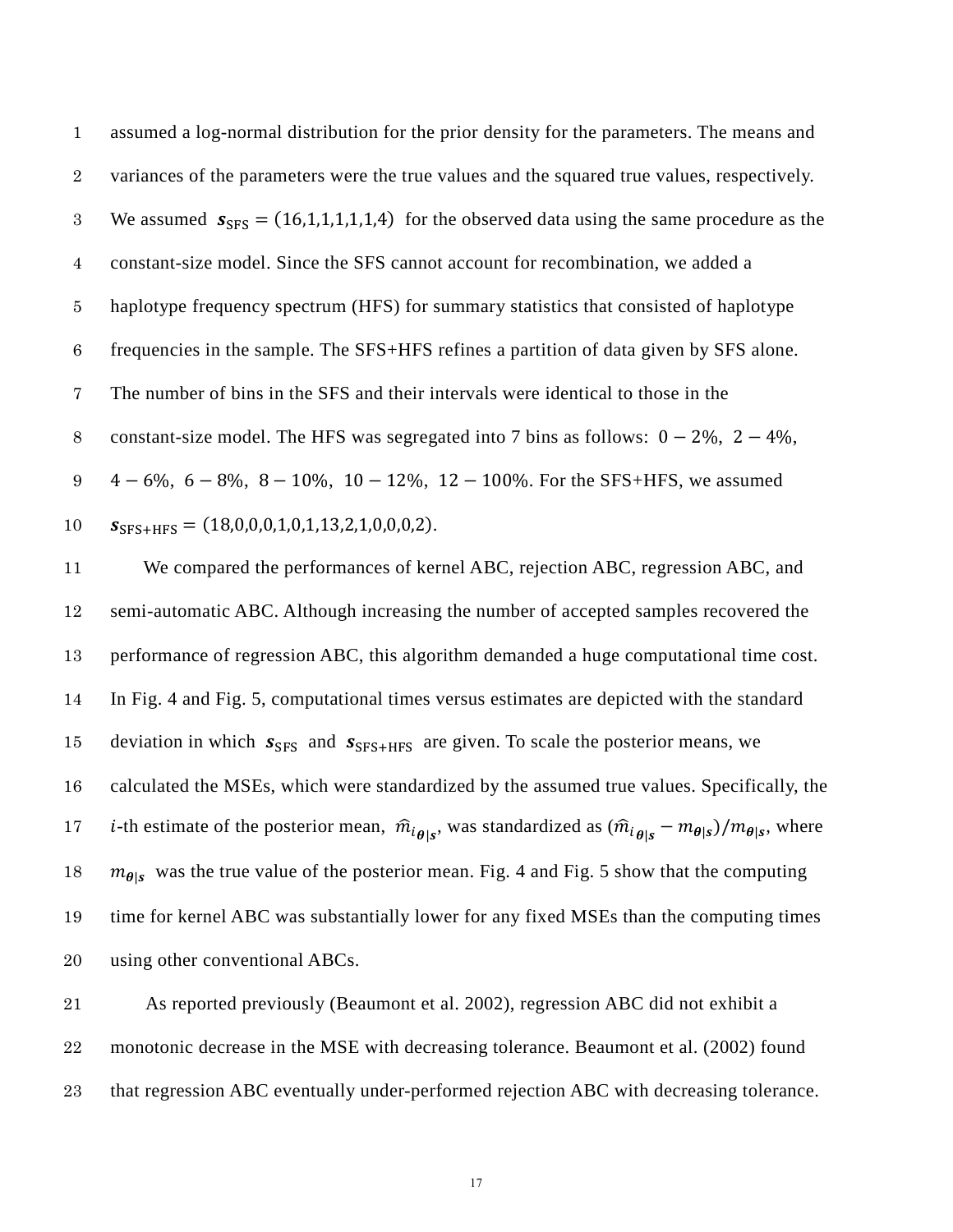assumed a log-normal distribution for the prior density for the parameters. The means and variances of the parameters were the true values and the squared true values, respectively. We assumed $\boldsymbol{s}_{\mathrm{SFS}} = (16,1,1,1,1,1,4)$ for the observed data using the same procedure as the constant-size model. Since the SFS cannot account for recombination, we added a haplotype frequency spectrum (HFS) for summary statistics that consisted of haplotype frequencies in the sample. The SFS+HFS refines a partition of data given by SFS alone. The number of bins in the SFS and their intervals were identical to those in the constant-size model. The HFS was segregated into 7 bins as follows: $0-2\%$, $2-4\%$, $4-6\%$, $6-8\%$, $8-10\%$, $10-12\%$, $12-100\%$. For the SFS+HFS, we assumed $\boldsymbol{s}_{\mathrm{SFS+HFS}} = (18,0,0,0,1,0,1,13,2,1,0,0,0,2)$.

We compared the performances of kernel ABC, rejection ABC, regression ABC, and semi-automatic ABC. Although increasing the number of accepted samples recovered the performance of regression ABC, this algorithm demanded a huge computational time cost. In Fig. 4 and Fig. 5, computational times versus estimates are depicted with the standard deviation in which $\boldsymbol{s}_{\mathrm{SFS}}$ and $\boldsymbol{s}_{\mathrm{SFS+HFS}}$ are given. To scale the posterior means, we calculated the MSEs, which were standardized by the assumed true values. Specifically, the $i$-th estimate of the posterior mean, $\widehat{m}_{i_{\boldsymbol{\theta}|\boldsymbol{s}}}$, was standardized as $(\widehat{m}_{i_{\boldsymbol{\theta}|\boldsymbol{s}}} - m_{\boldsymbol{\theta}|\boldsymbol{s}})/m_{\boldsymbol{\theta}|\boldsymbol{s}}$, where $m_{\boldsymbol{\theta}|\boldsymbol{s}}$ was the true value of the posterior mean. Fig. 4 and Fig. 5 show that the computing time for kernel ABC was substantially lower for any fixed MSEs than the computing times using other conventional ABCs.

As reported previously (Beaumont et al. 2002), regression ABC did not exhibit a monotonic decrease in the MSE with decreasing tolerance. Beaumont et al. (2002) found that regression ABC eventually under-performed rejection ABC with decreasing tolerance.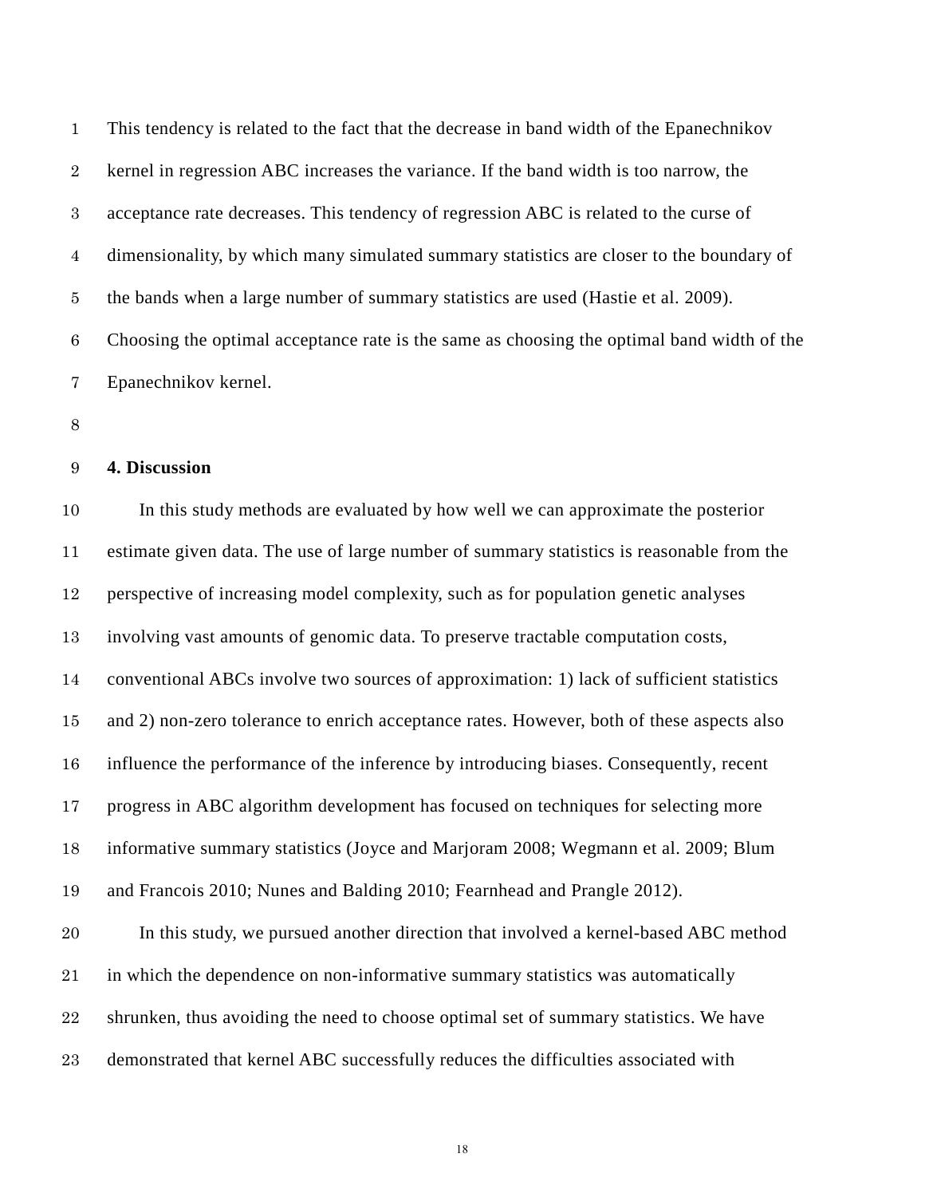This tendency is related to the fact that the decrease in band width of the Epanechnikov kernel in regression ABC increases the variance. If the band width is too narrow, the acceptance rate decreases. This tendency of regression ABC is related to the curse of dimensionality, by which many simulated summary statistics are closer to the boundary of the bands when a large number of summary statistics are used (Hastie et al. 2009). Choosing the optimal acceptance rate is the same as choosing the optimal band width of the Epanechnikov kernel.

## 4. Discussion

In this study methods are evaluated by how well we can approximate the posterior estimate given data. The use of large number of summary statistics is reasonable from the perspective of increasing model complexity, such as for population genetic analyses involving vast amounts of genomic data. To preserve tractable computation costs, conventional ABCs involve two sources of approximation: 1) lack of sufficient statistics and 2) non-zero tolerance to enrich acceptance rates. However, both of these aspects also influence the performance of the inference by introducing biases. Consequently, recent progress in ABC algorithm development has focused on techniques for selecting more informative summary statistics (Joyce and Marjoram 2008; Wegmann et al. 2009; Blum and Francois 2010; Nunes and Balding 2010; Fearnhead and Prangle 2012).

In this study, we pursued another direction that involved a kernel-based ABC method in which the dependence on non-informative summary statistics was automatically shrunken, thus avoiding the need to choose optimal set of summary statistics. We have demonstrated that kernel ABC successfully reduces the difficulties associated with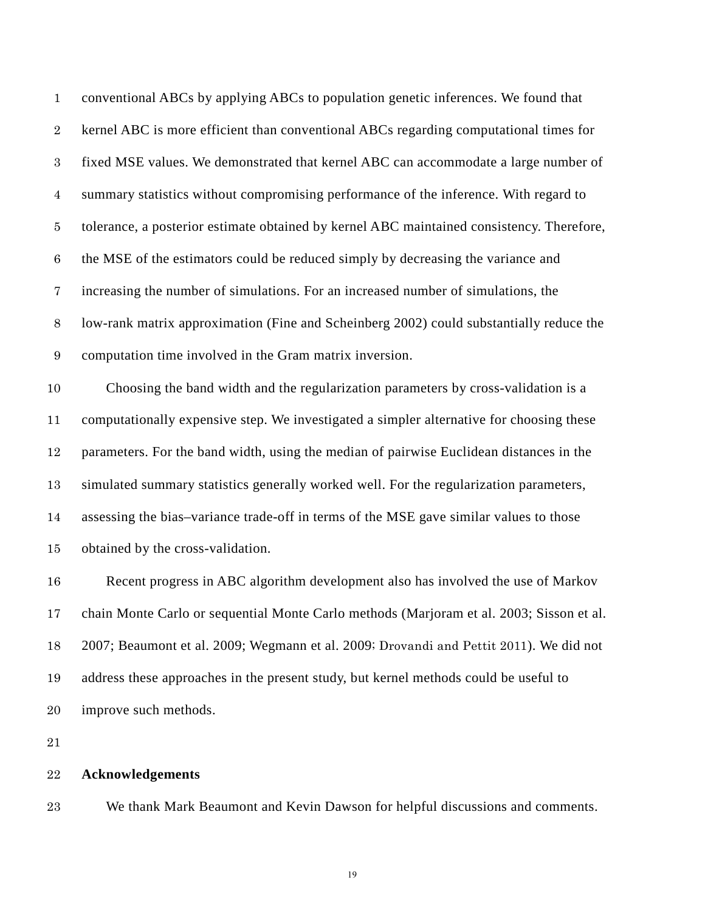conventional ABCs by applying ABCs to population genetic inferences. We found that kernel ABC is more efficient than conventional ABCs regarding computational times for fixed MSE values. We demonstrated that kernel ABC can accommodate a large number of summary statistics without compromising performance of the inference. With regard to tolerance, a posterior estimate obtained by kernel ABC maintained consistency. Therefore, the MSE of the estimators could be reduced simply by decreasing the variance and increasing the number of simulations. For an increased number of simulations, the low-rank matrix approximation (Fine and Scheinberg 2002) could substantially reduce the computation time involved in the Gram matrix inversion.

Choosing the band width and the regularization parameters by cross-validation is a computationally expensive step. We investigated a simpler alternative for choosing these parameters. For the band width, using the median of pairwise Euclidean distances in the simulated summary statistics generally worked well. For the regularization parameters, assessing the bias–variance trade-off in terms of the MSE gave similar values to those obtained by the cross-validation.

Recent progress in ABC algorithm development also has involved the use of Markov chain Monte Carlo or sequential Monte Carlo methods (Marjoram et al. 2003; Sisson et al. 2007; Beaumont et al. 2009; Wegmann et al. 2009; Drovandi and Pettit 2011). We did not address these approaches in the present study, but kernel methods could be useful to improve such methods.

## Acknowledgements

We thank Mark Beaumont and Kevin Dawson for helpful discussions and comments.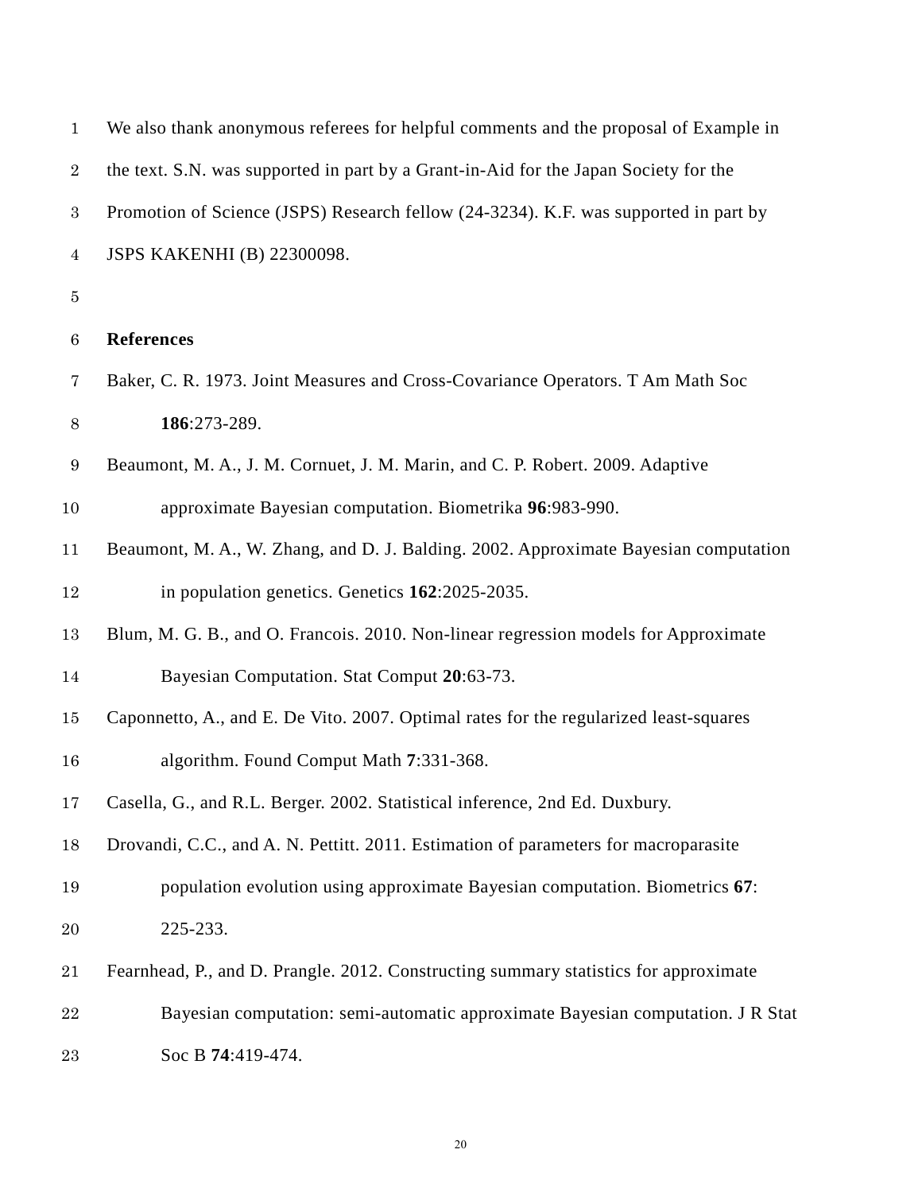We also thank anonymous referees for helpful comments and the proposal of Example in the text. S.N. was supported in part by a Grant-in-Aid for the Japan Society for the Promotion of Science (JSPS) Research fellow (24-3234). K.F. was supported in part by JSPS KAKENHI (B) 22300098.

## References

Baker, C. R. 1973. Joint Measures and Cross-Covariance Operators. T Am Math Soc **186**:273-289.

Beaumont, M. A., J. M. Cornuet, J. M. Marin, and C. P. Robert. 2009. Adaptive approximate Bayesian computation. Biometrika **96**:983-990.

Beaumont, M. A., W. Zhang, and D. J. Balding. 2002. Approximate Bayesian computation in population genetics. Genetics **162**:2025-2035.

Blum, M. G. B., and O. Francois. 2010. Non-linear regression models for Approximate Bayesian Computation. Stat Comput **20**:63-73.

Caponnetto, A., and E. De Vito. 2007. Optimal rates for the regularized least-squares algorithm. Found Comput Math **7**:331-368.

Casella, G., and R.L. Berger. 2002. Statistical inference, 2nd Ed. Duxbury.

Drovandi, C.C., and A. N. Pettitt. 2011. Estimation of parameters for macroparasite population evolution using approximate Bayesian computation. Biometrics **67**: 225-233.

Fearnhead, P., and D. Prangle. 2012. Constructing summary statistics for approximate Bayesian computation: semi-automatic approximate Bayesian computation. J R Stat Soc B **74**:419-474.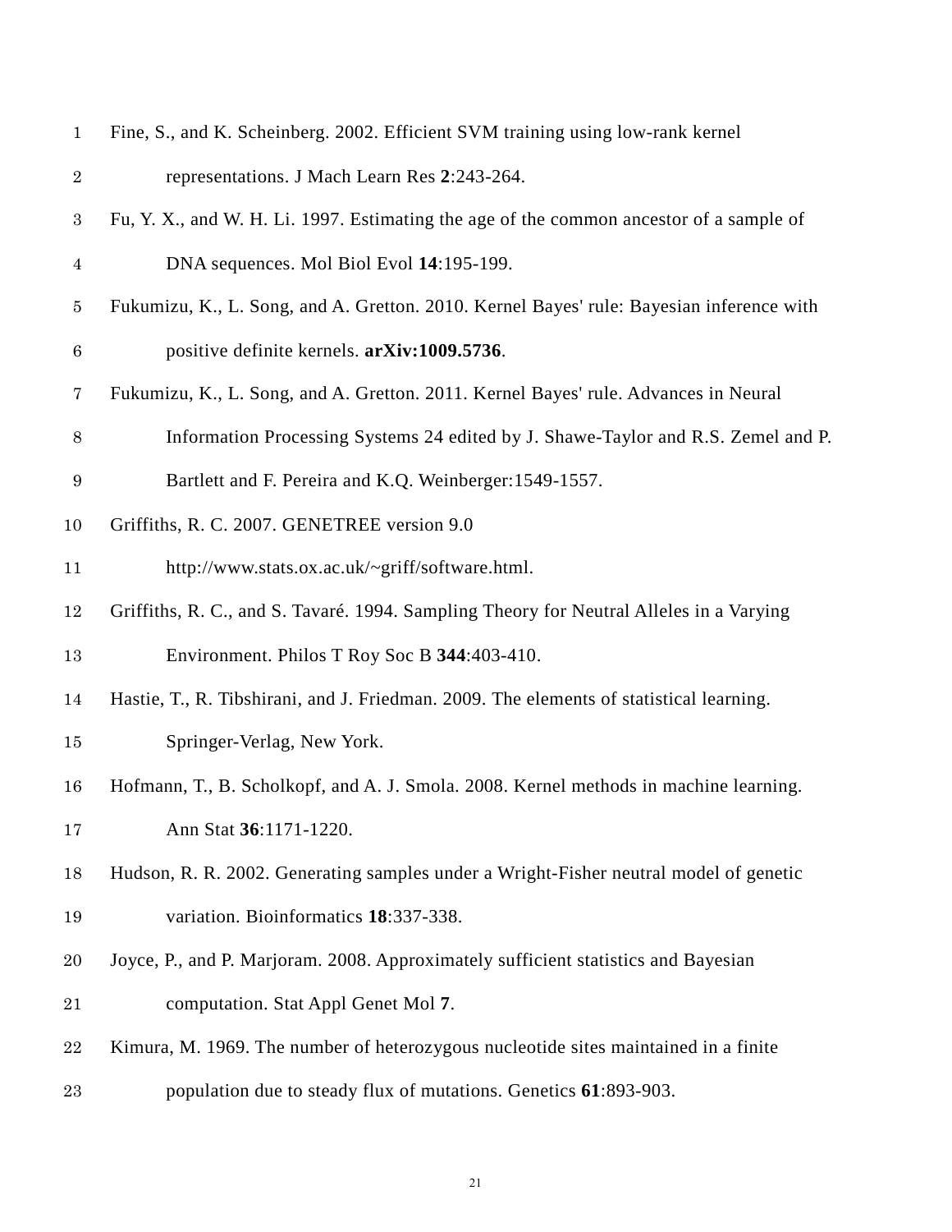Fine, S., and K. Scheinberg. 2002. Efficient SVM training using low-rank kernel representations. J Mach Learn Res **2**:243-264.

Fu, Y. X., and W. H. Li. 1997. Estimating the age of the common ancestor of a sample of DNA sequences. Mol Biol Evol **14**:195-199.

Fukumizu, K., L. Song, and A. Gretton. 2010. Kernel Bayes' rule: Bayesian inference with positive definite kernels. **arXiv:1009.5736**.

Fukumizu, K., L. Song, and A. Gretton. 2011. Kernel Bayes' rule. Advances in Neural Information Processing Systems 24 edited by J. Shawe-Taylor and R.S. Zemel and P. Bartlett and F. Pereira and K.Q. Weinberger:1549-1557.

Griffiths, R. C. 2007. GENETREE version 9.0 http://www.stats.ox.ac.uk/~griff/software.html.

Griffiths, R. C., and S. Tavaré. 1994. Sampling Theory for Neutral Alleles in a Varying Environment. Philos T Roy Soc B **344**:403-410.

Hastie, T., R. Tibshirani, and J. Friedman. 2009. The elements of statistical learning. Springer-Verlag, New York.

Hofmann, T., B. Scholkopf, and A. J. Smola. 2008. Kernel methods in machine learning. Ann Stat **36**:1171-1220.

Hudson, R. R. 2002. Generating samples under a Wright-Fisher neutral model of genetic variation. Bioinformatics **18**:337-338.

Joyce, P., and P. Marjoram. 2008. Approximately sufficient statistics and Bayesian computation. Stat Appl Genet Mol **7**.

Kimura, M. 1969. The number of heterozygous nucleotide sites maintained in a finite population due to steady flux of mutations. Genetics **61**:893-903.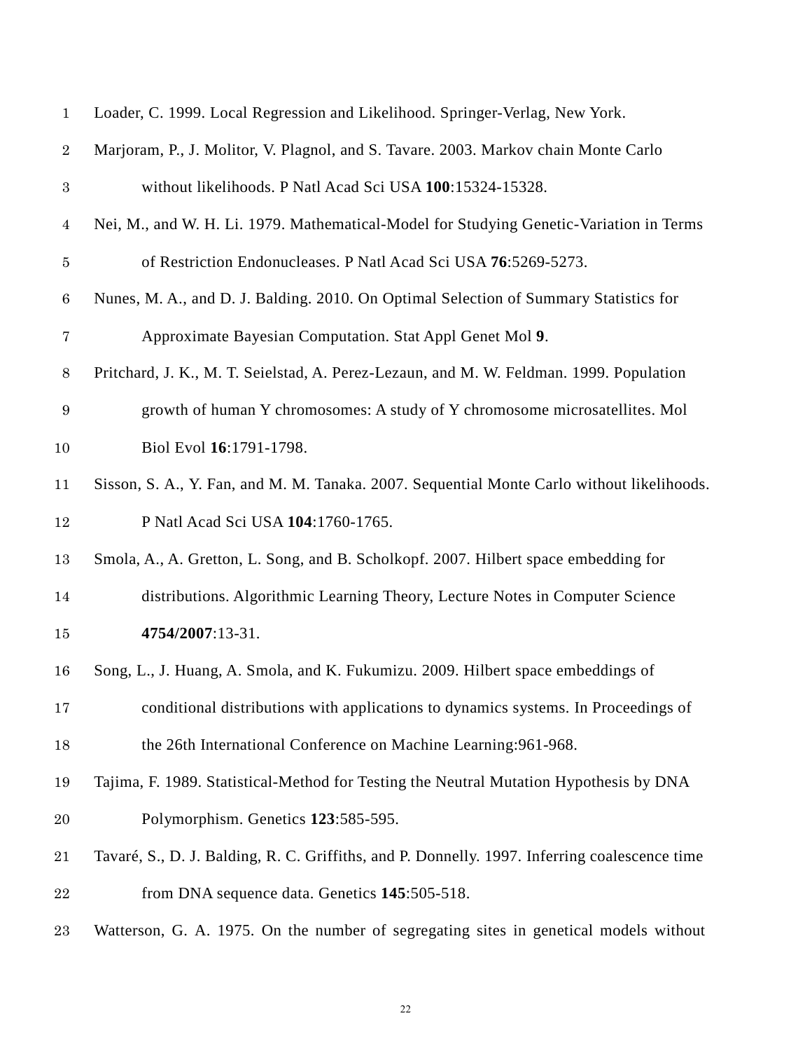Loader, C. 1999. Local Regression and Likelihood. Springer-Verlag, New York.

Marjoram, P., J. Molitor, V. Plagnol, and S. Tavare. 2003. Markov chain Monte Carlo without likelihoods. P Natl Acad Sci USA **100**:15324-15328.

Nei, M., and W. H. Li. 1979. Mathematical-Model for Studying Genetic-Variation in Terms of Restriction Endonucleases. P Natl Acad Sci USA **76**:5269-5273.

Nunes, M. A., and D. J. Balding. 2010. On Optimal Selection of Summary Statistics for Approximate Bayesian Computation. Stat Appl Genet Mol **9**.

Pritchard, J. K., M. T. Seielstad, A. Perez-Lezaun, and M. W. Feldman. 1999. Population growth of human Y chromosomes: A study of Y chromosome microsatellites. Mol Biol Evol **16**:1791-1798.

Sisson, S. A., Y. Fan, and M. M. Tanaka. 2007. Sequential Monte Carlo without likelihoods. P Natl Acad Sci USA **104**:1760-1765.

Smola, A., A. Gretton, L. Song, and B. Scholkopf. 2007. Hilbert space embedding for distributions. Algorithmic Learning Theory, Lecture Notes in Computer Science **4754/2007**:13-31.

Song, L., J. Huang, A. Smola, and K. Fukumizu. 2009. Hilbert space embeddings of conditional distributions with applications to dynamics systems. In Proceedings of the 26th International Conference on Machine Learning:961-968.

Tajima, F. 1989. Statistical-Method for Testing the Neutral Mutation Hypothesis by DNA Polymorphism. Genetics **123**:585-595.

Tavaré, S., D. J. Balding, R. C. Griffiths, and P. Donnelly. 1997. Inferring coalescence time from DNA sequence data. Genetics **145**:505-518.

Watterson, G. A. 1975. On the number of segregating sites in genetical models without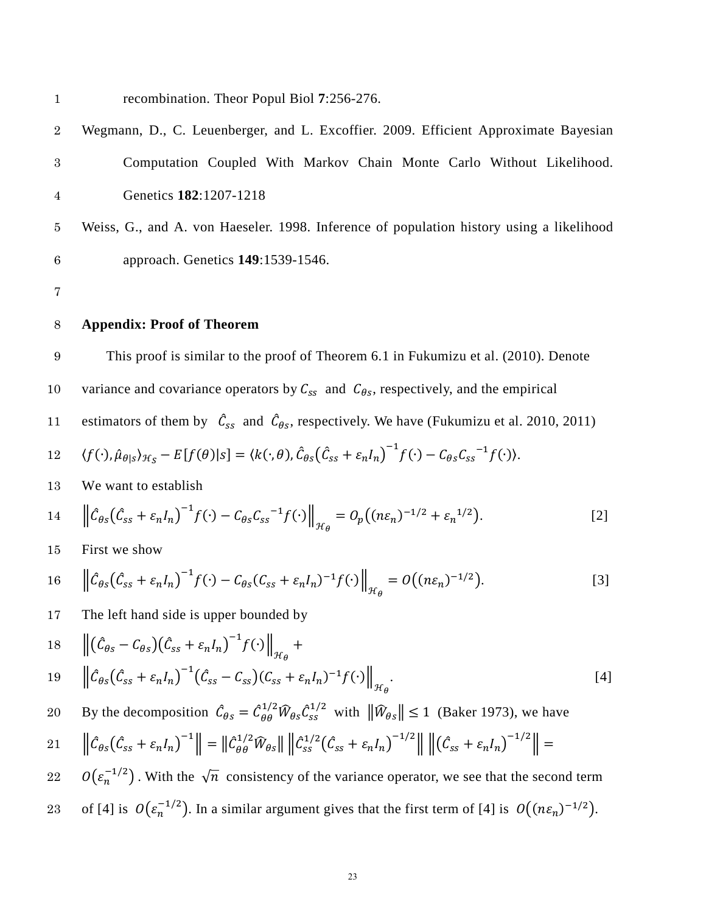recombination. Theor Popul Biol **7**:256-276.

Wegmann, D., C. Leuenberger, and L. Excoffier. 2009. Efficient Approximate Bayesian Computation Coupled With Markov Chain Monte Carlo Without Likelihood. Genetics **182**:1207-1218

Weiss, G., and A. von Haeseler. 1998. Inference of population history using a likelihood approach. Genetics **149**:1539-1546.

## Appendix: Proof of Theorem

This proof is similar to the proof of Theorem 6.1 in Fukumizu et al. (2010). Denote variance and covariance operators by $C_{ss}$ and $C_{\theta s}$, respectively, and the empirical estimators of them by $\hat{C}_{ss}$ and $\hat{C}_{\theta s}$, respectively. We have (Fukumizu et al. 2010, 2011)

$$\langle f(\cdot), \hat{\mu}_{\theta|s} \rangle_{\mathcal{H}_S} - E[f(\theta)|s] = \langle k(\cdot,\theta), \hat{C}_{\theta s}\left(\hat{C}_{ss} + \varepsilon_n I_n\right)^{-1} f(\cdot) - C_{\theta s} {C_{ss}}^{-1} f(\cdot) \rangle.$$

We want to establish

$$\left\| \hat{C}_{\theta s}\left(\hat{C}_{ss} + \varepsilon_n I_n\right)^{-1} f(\cdot) - C_{\theta s} {C_{ss}}^{-1} f(\cdot) \right\|_{\mathcal{H}_\theta} = O_p\left((n\varepsilon_n)^{-1/2} + {\varepsilon_n}^{1/2}\right). \quad [2]$$

First we show

$$\left\| \hat{C}_{\theta s}\left(\hat{C}_{ss} + \varepsilon_n I_n\right)^{-1} f(\cdot) - C_{\theta s} (C_{ss} + \varepsilon_n I_n)^{-1} f(\cdot) \right\|_{\mathcal{H}_\theta} = O\left((n\varepsilon_n)^{-1/2}\right). \quad [3]$$

The left hand side is upper bounded by

$$\left\| \left(\hat{C}_{\theta s} - C_{\theta s}\right)\left(\hat{C}_{ss} + \varepsilon_n I_n\right)^{-1} f(\cdot) \right\|_{\mathcal{H}_\theta} +$$
$$\left\| \hat{C}_{\theta s}\left(\hat{C}_{ss} + \varepsilon_n I_n\right)^{-1}\left(\hat{C}_{ss} - C_{ss}\right)(C_{ss} + \varepsilon_n I_n)^{-1} f(\cdot) \right\|_{\mathcal{H}_\theta}. \quad [4]$$

By the decomposition $\hat{C}_{\theta s} = \hat{C}_{\theta\theta}^{1/2} \widehat{W}_{\theta s} \hat{C}_{ss}^{1/2}$ with $\left\|\widehat{W}_{\theta s}\right\| \leq 1$ (Baker 1973), we have $\left\| \hat{C}_{\theta s}\left(\hat{C}_{ss} + \varepsilon_n I_n\right)^{-1} \right\| = \left\| \hat{C}_{\theta\theta}^{1/2} \widehat{W}_{\theta s} \right\| \left\| \hat{C}_{ss}^{1/2}\left(\hat{C}_{ss} + \varepsilon_n I_n\right)^{-1/2} \right\| \left\| \left(\hat{C}_{ss} + \varepsilon_n I_n\right)^{-1/2} \right\| = O\left(\varepsilon_n^{-1/2}\right)$. With the $\sqrt{n}$ consistency of the variance operator, we see that the second term of [4] is $O\left(\varepsilon_n^{-1/2}\right)$. In a similar argument gives that the first term of [4] is $O\left((n\varepsilon_n)^{-1/2}\right)$.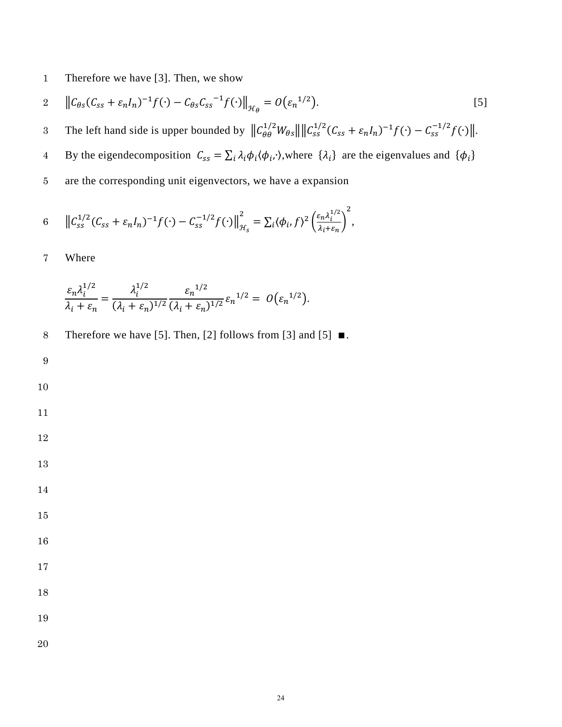Therefore we have [3]. Then, we show

$$\left\| C_{\theta s}(C_{ss} + \varepsilon_n I_n)^{-1} f(\cdot) - C_{\theta s} C_{ss}{}^{-1} f(\cdot) \right\|_{\mathcal{H}_\theta} = O\left(\varepsilon_n{}^{1/2}\right). \quad [5]$$

The left hand side is upper bounded by $\left\| C_{\theta\theta}^{1/2} W_{\theta s} \right\| \left\| C_{ss}^{1/2} (C_{ss} + \varepsilon_n I_n)^{-1} f(\cdot) - C_{ss}^{-1/2} f(\cdot) \right\|$. By the eigendecomposition $C_{ss} = \sum_i \lambda_i \phi_i \langle \phi_i, \cdot \rangle$,where $\{\lambda_i\}$ are the eigenvalues and $\{\phi_i\}$ are the corresponding unit eigenvectors, we have a expansion

$$\left\| C_{ss}^{1/2} (C_{ss} + \varepsilon_n I_n)^{-1} f(\cdot) - C_{ss}^{-1/2} f(\cdot) \right\|_{\mathcal{H}_s}^2 = \sum_i \langle \phi_i, f \rangle^2 \left( \frac{\varepsilon_n \lambda_i^{1/2}}{\lambda_i + \varepsilon_n} \right)^2,$$

Where

$$\frac{\varepsilon_n \lambda_i^{1/2}}{\lambda_i + \varepsilon_n} = \frac{\lambda_i^{1/2}}{(\lambda_i + \varepsilon_n)^{1/2}} \frac{\varepsilon_n{}^{1/2}}{(\lambda_i + \varepsilon_n)^{1/2}} \varepsilon_n{}^{1/2} = O\left(\varepsilon_n{}^{1/2}\right).$$

Therefore we have [5]. Then, [2] follows from [3] and [5] ■.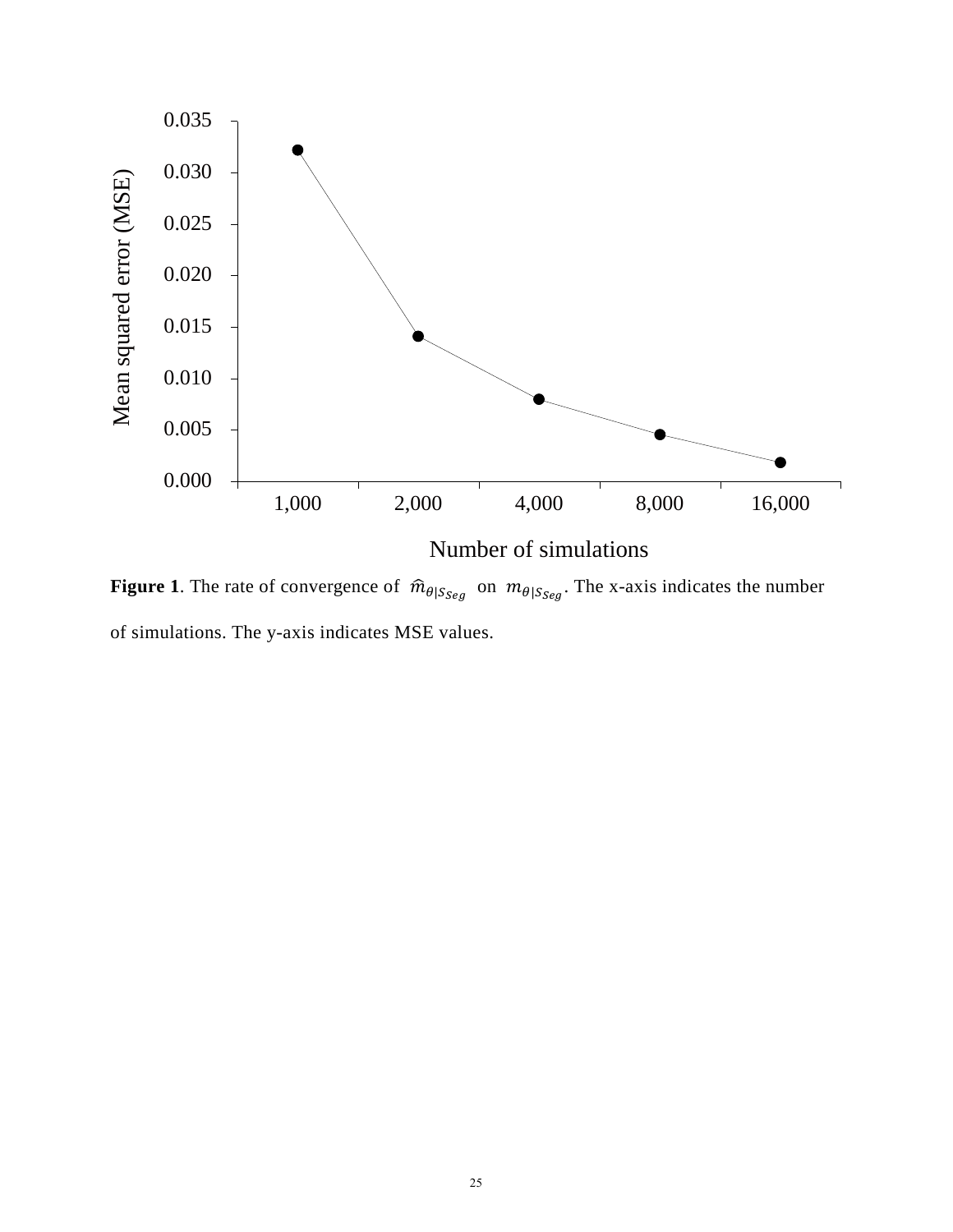**Figure 1**. The rate of convergence of $\hat{m}_{\theta|S_{Seg}}$ on $m_{\theta|S_{Seg}}$. The x-axis indicates the number of simulations. The y-axis indicates MSE values.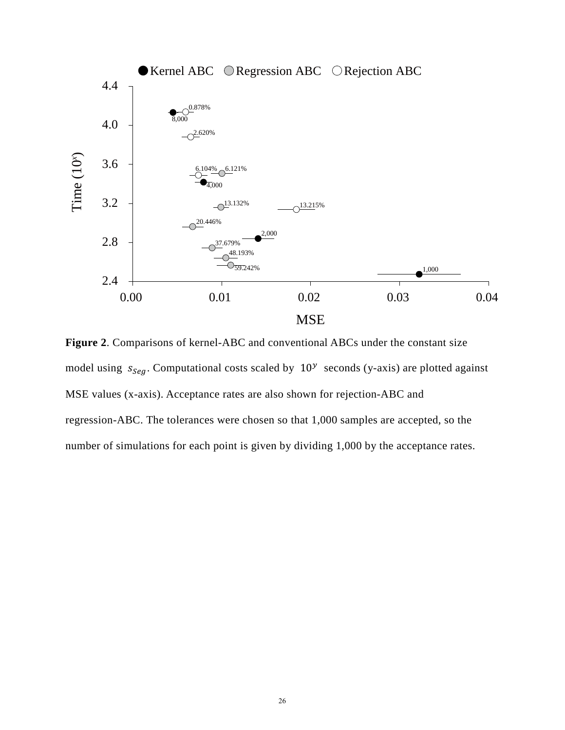**Figure 2**. Comparisons of kernel-ABC and conventional ABCs under the constant size model using $s_{Seg}$. Computational costs scaled by $10^y$ seconds (y-axis) are plotted against MSE values (x-axis). Acceptance rates are also shown for rejection-ABC and regression-ABC. The tolerances were chosen so that 1,000 samples are accepted, so the number of simulations for each point is given by dividing 1,000 by the acceptance rates.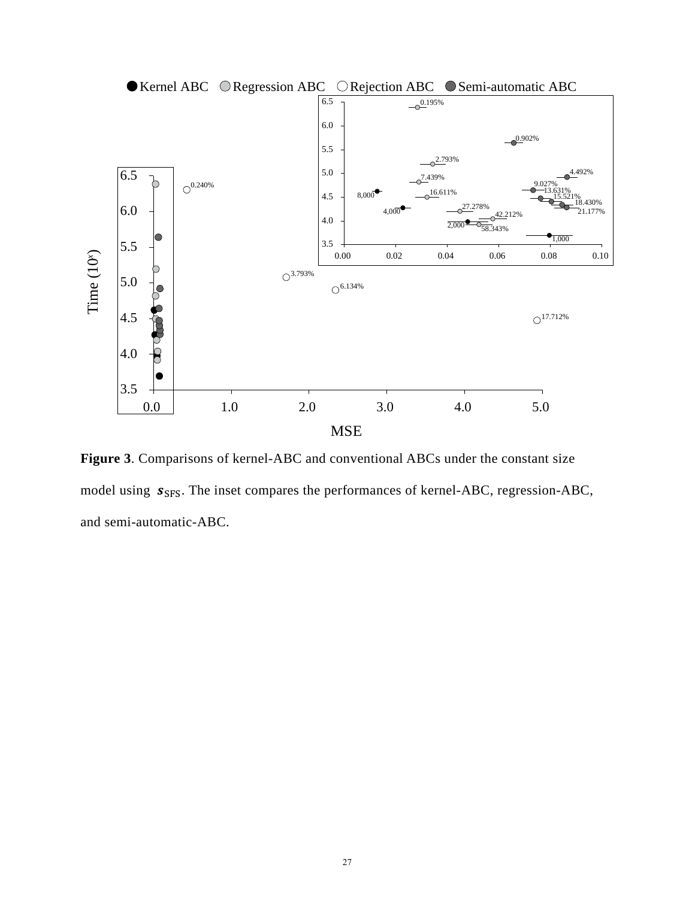**Figure 3**. Comparisons of kernel-ABC and conventional ABCs under the constant size model using $\boldsymbol{s}_{\text{SFS}}$. The inset compares the performances of kernel-ABC, regression-ABC, and semi-automatic-ABC.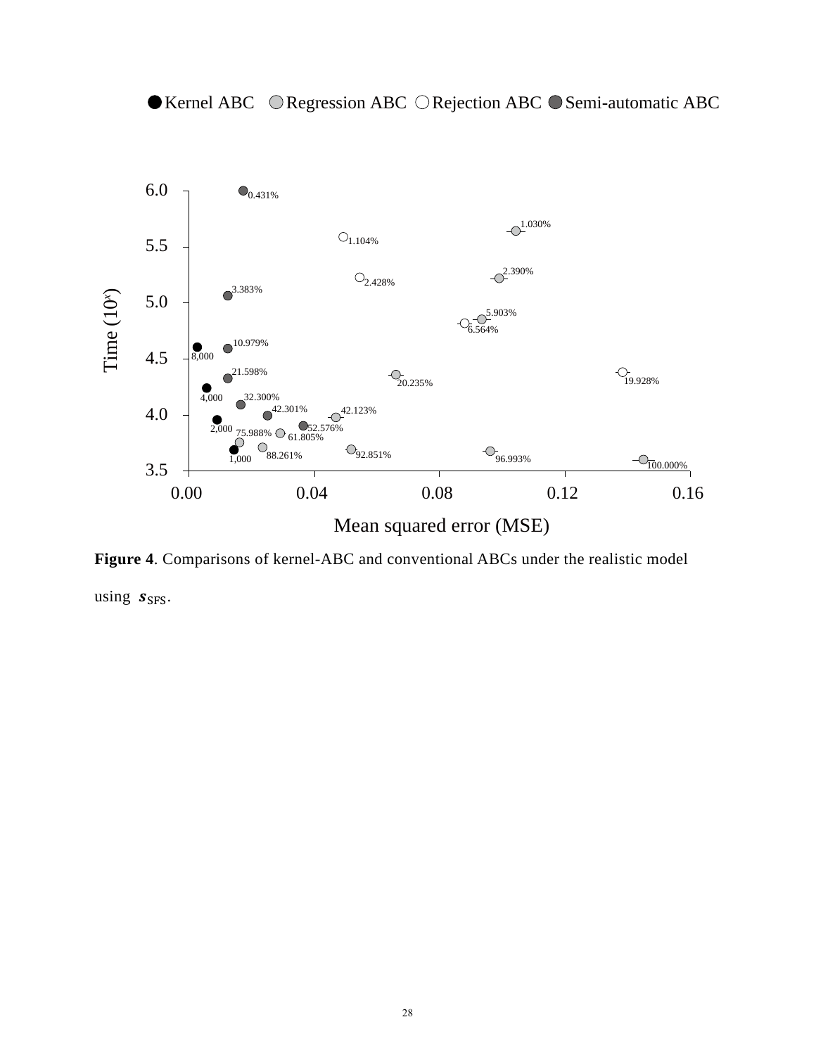**Figure 4**. Comparisons of kernel-ABC and conventional ABCs under the realistic model using $\boldsymbol{s}_{\mathrm{SFS}}$.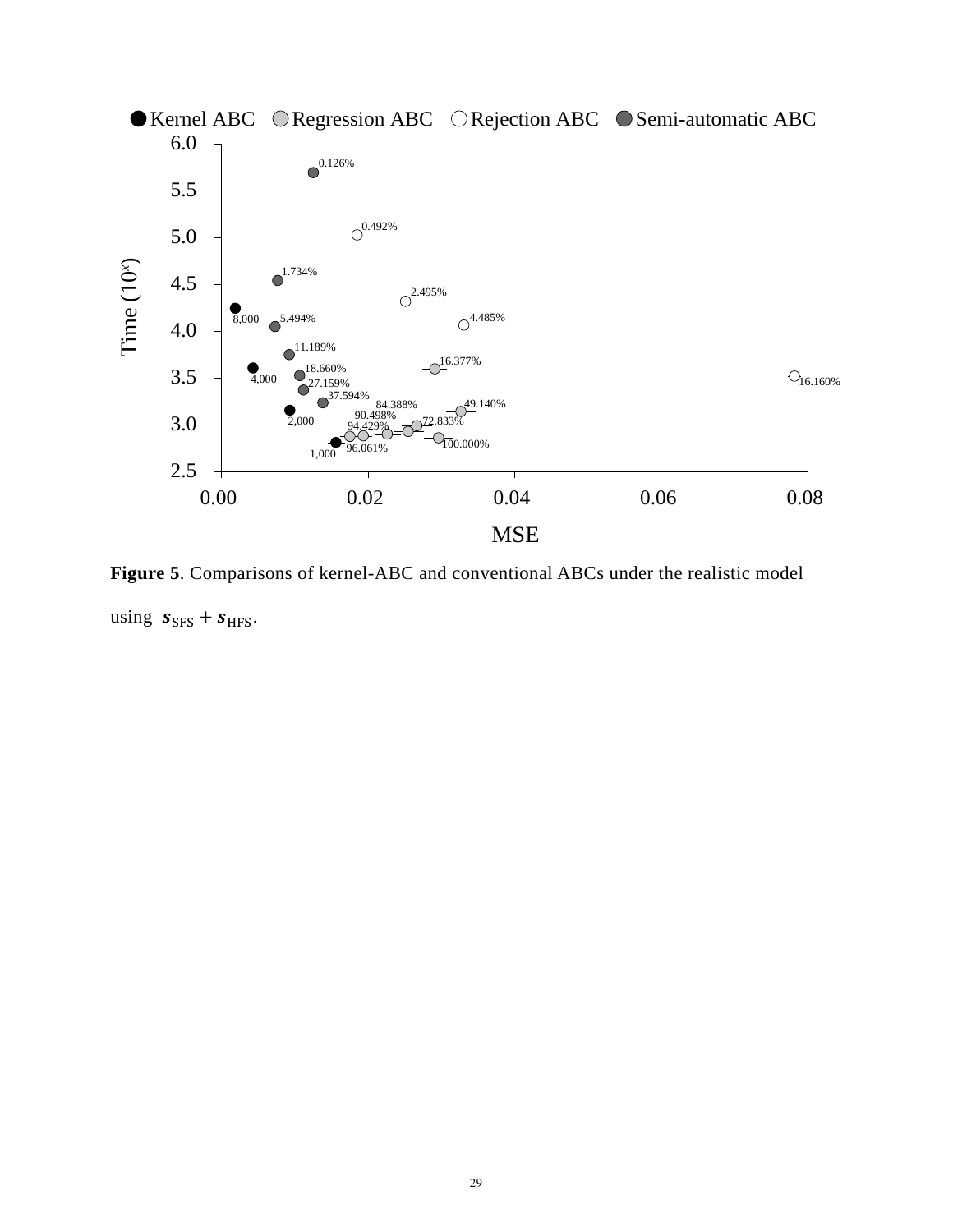**Figure 5**. Comparisons of kernel-ABC and conventional ABCs under the realistic model using $\boldsymbol{s}_{\mathrm{SFS}} + \boldsymbol{s}_{\mathrm{HFS}}$.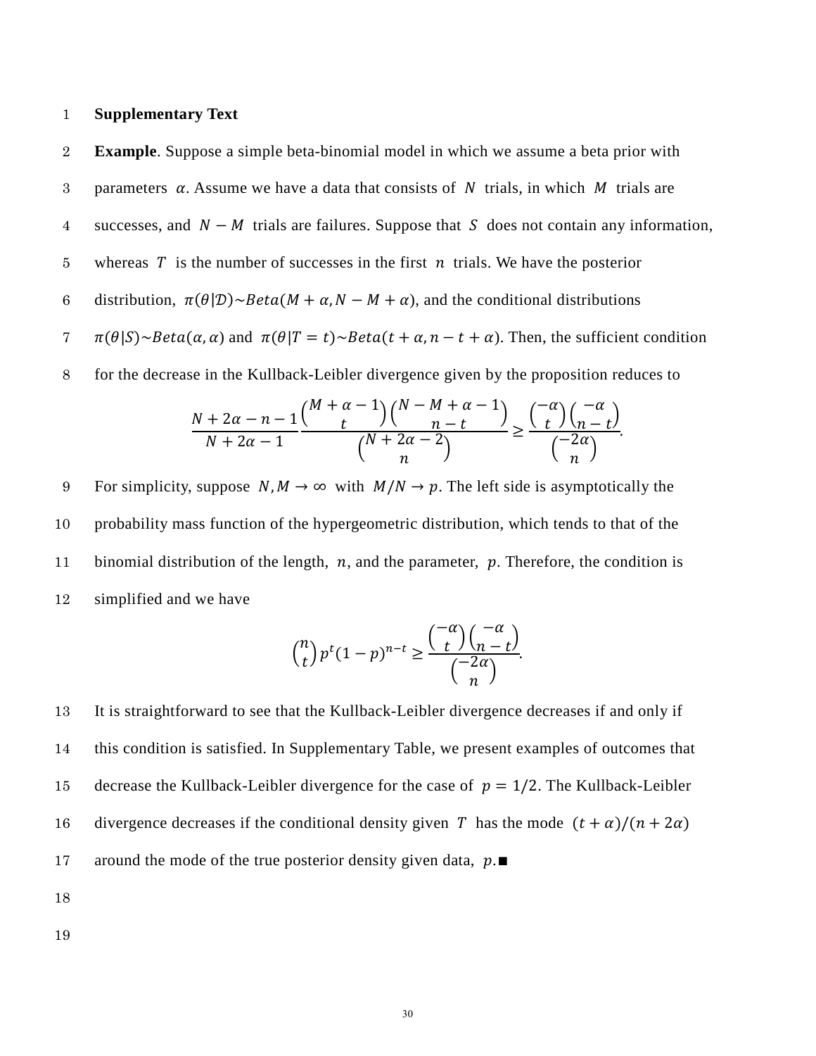**Supplementary Text**

**Example**. Suppose a simple beta-binomial model in which we assume a beta prior with parameters $\alpha$. Assume we have a data that consists of $N$ trials, in which $M$ trials are successes, and $N - M$ trials are failures. Suppose that $S$ does not contain any information, whereas $T$ is the number of successes in the first $n$ trials. We have the posterior distribution, $\pi(\theta|\mathcal{D}) \sim Beta(M + \alpha, N - M + \alpha)$, and the conditional distributions $\pi(\theta|S) \sim Beta(\alpha, \alpha)$ and $\pi(\theta|T = t) \sim Beta(t + \alpha, n - t + \alpha)$. Then, the sufficient condition for the decrease in the Kullback-Leibler divergence given by the proposition reduces to

$$\frac{N + 2\alpha - n - 1}{N + 2\alpha - 1} \frac{\binom{M + \alpha - 1}{t}\binom{N - M + \alpha - 1}{n - t}}{\binom{N + 2\alpha - 2}{n}} \geq \frac{\binom{-\alpha}{t}\binom{-\alpha}{n - t}}{\binom{-2\alpha}{n}}.$$

For simplicity, suppose $N, M \to \infty$ with $M/N \to p$. The left side is asymptotically the probability mass function of the hypergeometric distribution, which tends to that of the binomial distribution of the length, $n$, and the parameter, $p$. Therefore, the condition is simplified and we have

$$\binom{n}{t} p^t (1 - p)^{n - t} \geq \frac{\binom{-\alpha}{t}\binom{-\alpha}{n - t}}{\binom{-2\alpha}{n}}.$$

It is straightforward to see that the Kullback-Leibler divergence decreases if and only if this condition is satisfied. In Supplementary Table, we present examples of outcomes that decrease the Kullback-Leibler divergence for the case of $p = 1/2$. The Kullback-Leibler divergence decreases if the conditional density given $T$ has the mode $(t + \alpha)/(n + 2\alpha)$ around the mode of the true posterior density given data, $p$.■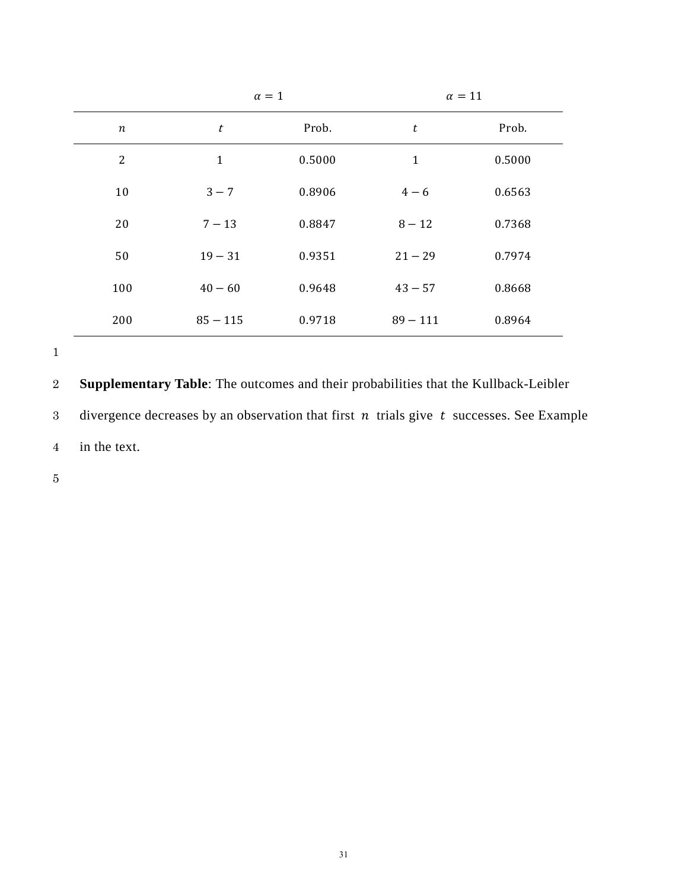| | $\alpha = 1$ | | $\alpha = 11$ | |
|---|---|---|---|---|
| $n$ | $t$ | Prob. | $t$ | Prob. |
| 2 | 1 | 0.5000 | 1 | 0.5000 |
| 10 | $3-7$ | 0.8906 | $4-6$ | 0.6563 |
| 20 | $7-13$ | 0.8847 | $8-12$ | 0.7368 |
| 50 | $19-31$ | 0.9351 | $21-29$ | 0.7974 |
| 100 | $40-60$ | 0.9648 | $43-57$ | 0.8668 |
| 200 | $85-115$ | 0.9718 | $89-111$ | 0.8964 |

**Supplementary Table**: The outcomes and their probabilities that the Kullback-Leibler divergence decreases by an observation that first $n$ trials give $t$ successes. See Example in the text.